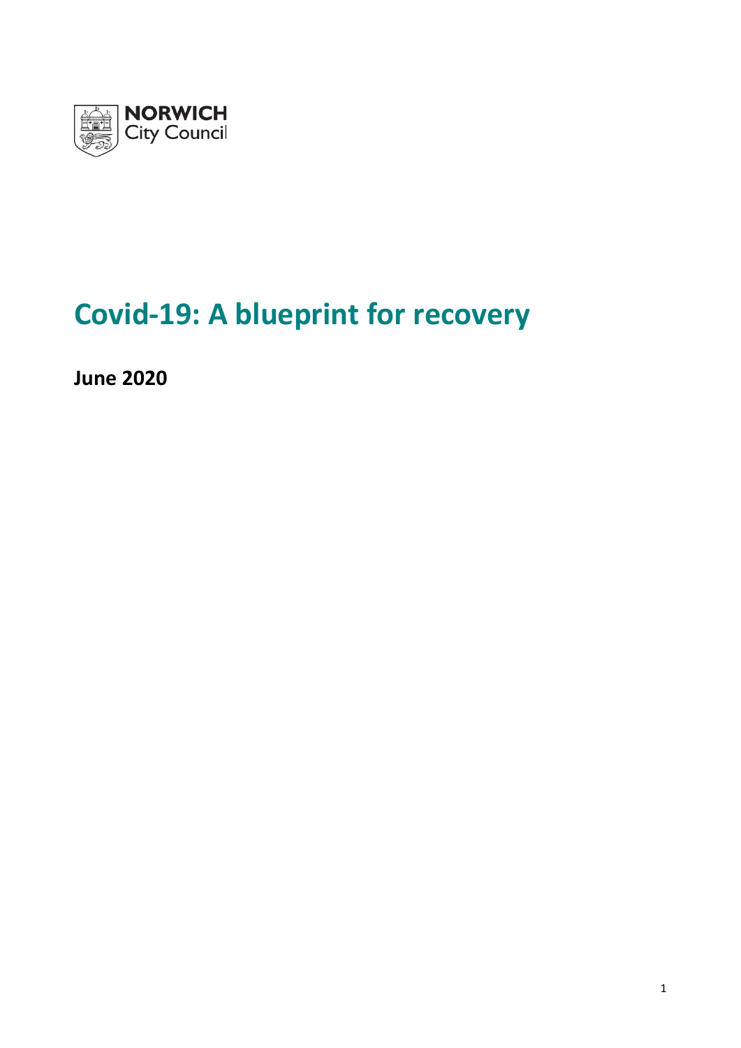NORWICH
City Council

# Covid-19: A blueprint for recovery

**June 2020**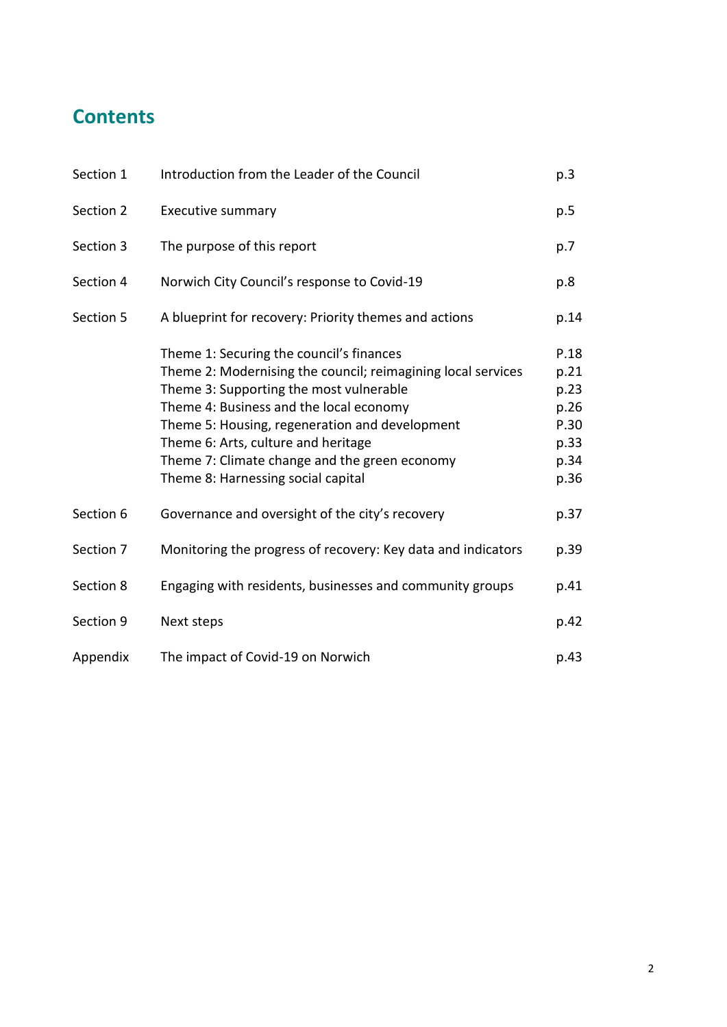# Contents

| | | |
|---|---|---|
| Section 1 | Introduction from the Leader of the Council | p.3 |
| Section 2 | Executive summary | p.5 |
| Section 3 | The purpose of this report | p.7 |
| Section 4 | Norwich City Council's response to Covid-19 | p.8 |
| Section 5 | A blueprint for recovery: Priority themes and actions | p.14 |
| | Theme 1: Securing the council's finances | P.18 |
| | Theme 2: Modernising the council; reimagining local services | p.21 |
| | Theme 3: Supporting the most vulnerable | p.23 |
| | Theme 4: Business and the local economy | p.26 |
| | Theme 5: Housing, regeneration and development | P.30 |
| | Theme 6: Arts, culture and heritage | p.33 |
| | Theme 7: Climate change and the green economy | p.34 |
| | Theme 8: Harnessing social capital | p.36 |
| Section 6 | Governance and oversight of the city's recovery | p.37 |
| Section 7 | Monitoring the progress of recovery: Key data and indicators | p.39 |
| Section 8 | Engaging with residents, businesses and community groups | p.41 |
| Section 9 | Next steps | p.42 |
| Appendix | The impact of Covid-19 on Norwich | p.43 |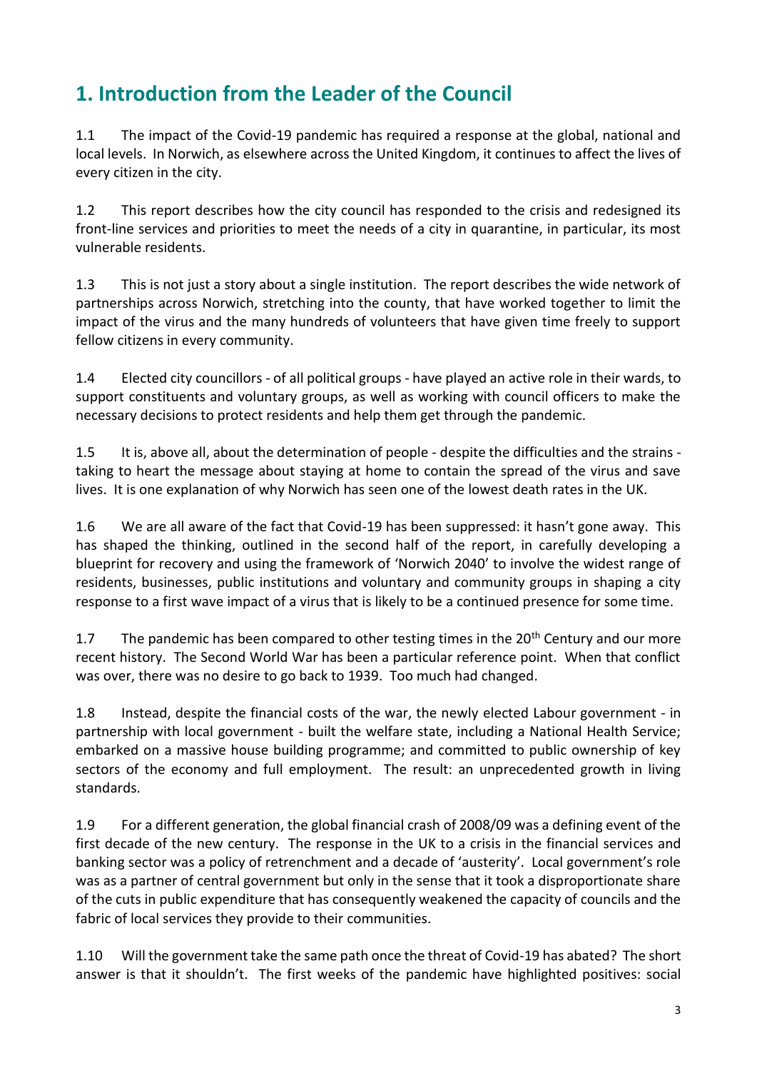## 1. Introduction from the Leader of the Council

1.1 The impact of the Covid-19 pandemic has required a response at the global, national and local levels. In Norwich, as elsewhere across the United Kingdom, it continues to affect the lives of every citizen in the city.

1.2 This report describes how the city council has responded to the crisis and redesigned its front-line services and priorities to meet the needs of a city in quarantine, in particular, its most vulnerable residents.

1.3 This is not just a story about a single institution. The report describes the wide network of partnerships across Norwich, stretching into the county, that have worked together to limit the impact of the virus and the many hundreds of volunteers that have given time freely to support fellow citizens in every community.

1.4 Elected city councillors - of all political groups - have played an active role in their wards, to support constituents and voluntary groups, as well as working with council officers to make the necessary decisions to protect residents and help them get through the pandemic.

1.5 It is, above all, about the determination of people - despite the difficulties and the strains - taking to heart the message about staying at home to contain the spread of the virus and save lives. It is one explanation of why Norwich has seen one of the lowest death rates in the UK.

1.6 We are all aware of the fact that Covid-19 has been suppressed: it hasn't gone away. This has shaped the thinking, outlined in the second half of the report, in carefully developing a blueprint for recovery and using the framework of 'Norwich 2040' to involve the widest range of residents, businesses, public institutions and voluntary and community groups in shaping a city response to a first wave impact of a virus that is likely to be a continued presence for some time.

1.7 The pandemic has been compared to other testing times in the 20th Century and our more recent history. The Second World War has been a particular reference point. When that conflict was over, there was no desire to go back to 1939. Too much had changed.

1.8 Instead, despite the financial costs of the war, the newly elected Labour government - in partnership with local government - built the welfare state, including a National Health Service; embarked on a massive house building programme; and committed to public ownership of key sectors of the economy and full employment. The result: an unprecedented growth in living standards.

1.9 For a different generation, the global financial crash of 2008/09 was a defining event of the first decade of the new century. The response in the UK to a crisis in the financial services and banking sector was a policy of retrenchment and a decade of 'austerity'. Local government's role was as a partner of central government but only in the sense that it took a disproportionate share of the cuts in public expenditure that has consequently weakened the capacity of councils and the fabric of local services they provide to their communities.

1.10 Will the government take the same path once the threat of Covid-19 has abated? The short answer is that it shouldn't. The first weeks of the pandemic have highlighted positives: social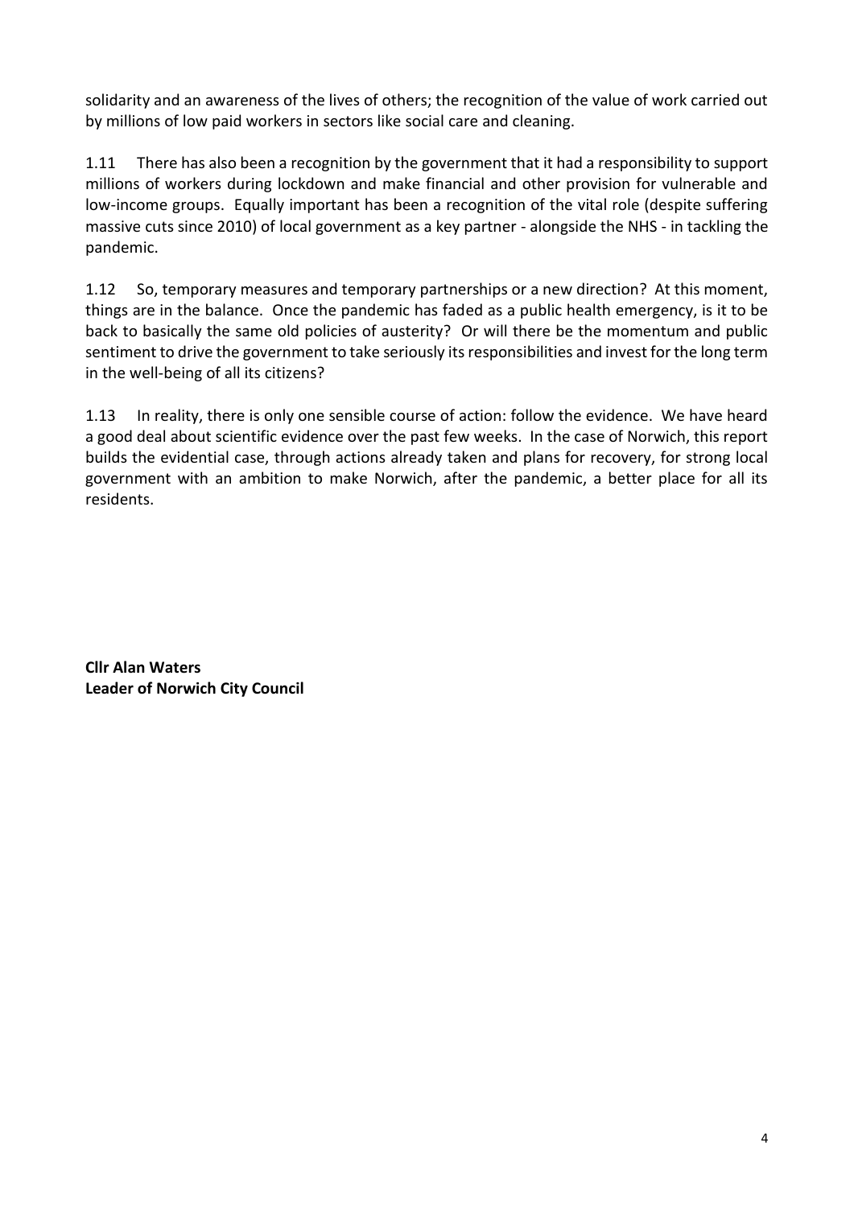solidarity and an awareness of the lives of others; the recognition of the value of work carried out by millions of low paid workers in sectors like social care and cleaning.

1.11 There has also been a recognition by the government that it had a responsibility to support millions of workers during lockdown and make financial and other provision for vulnerable and low-income groups. Equally important has been a recognition of the vital role (despite suffering massive cuts since 2010) of local government as a key partner - alongside the NHS - in tackling the pandemic.

1.12 So, temporary measures and temporary partnerships or a new direction? At this moment, things are in the balance. Once the pandemic has faded as a public health emergency, is it to be back to basically the same old policies of austerity? Or will there be the momentum and public sentiment to drive the government to take seriously its responsibilities and invest for the long term in the well-being of all its citizens?

1.13 In reality, there is only one sensible course of action: follow the evidence. We have heard a good deal about scientific evidence over the past few weeks. In the case of Norwich, this report builds the evidential case, through actions already taken and plans for recovery, for strong local government with an ambition to make Norwich, after the pandemic, a better place for all its residents.

**Cllr Alan Waters**
**Leader of Norwich City Council**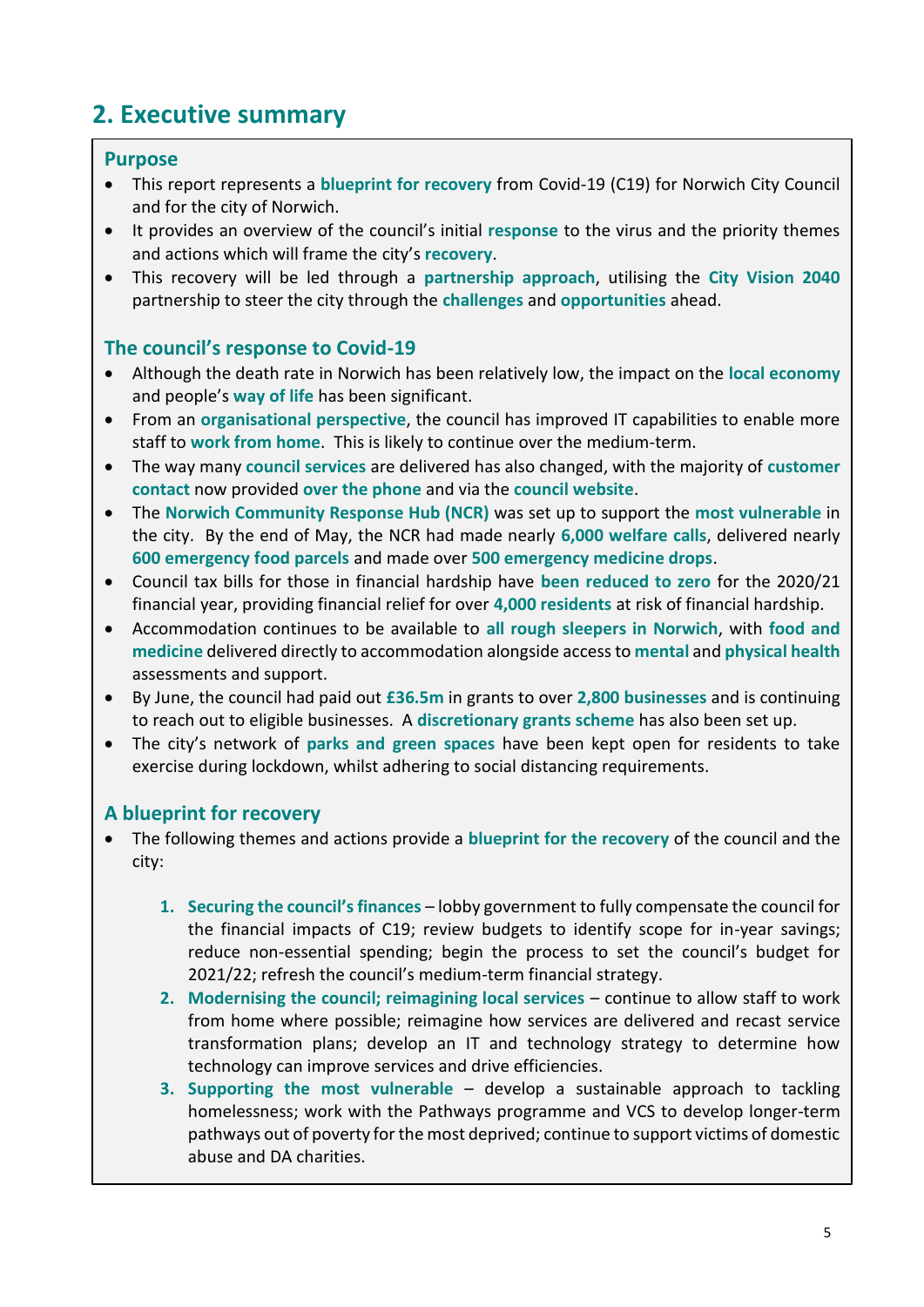## 2. Executive summary

### Purpose

- This report represents a **blueprint for recovery** from Covid-19 (C19) for Norwich City Council and for the city of Norwich.
- It provides an overview of the council's initial **response** to the virus and the priority themes and actions which will frame the city's **recovery**.
- This recovery will be led through a **partnership approach**, utilising the **City Vision 2040** partnership to steer the city through the **challenges** and **opportunities** ahead.

### The council's response to Covid-19

- Although the death rate in Norwich has been relatively low, the impact on the **local economy** and people's **way of life** has been significant.
- From an **organisational perspective**, the council has improved IT capabilities to enable more staff to **work from home**. This is likely to continue over the medium-term.
- The way many **council services** are delivered has also changed, with the majority of **customer contact** now provided **over the phone** and via the **council website**.
- The **Norwich Community Response Hub (NCR)** was set up to support the **most vulnerable** in the city. By the end of May, the NCR had made nearly **6,000 welfare calls**, delivered nearly **600 emergency food parcels** and made over **500 emergency medicine drops**.
- Council tax bills for those in financial hardship have **been reduced to zero** for the 2020/21 financial year, providing financial relief for over **4,000 residents** at risk of financial hardship.
- Accommodation continues to be available to **all rough sleepers in Norwich**, with **food and medicine** delivered directly to accommodation alongside access to **mental** and **physical health** assessments and support.
- By June, the council had paid out **£36.5m** in grants to over **2,800 businesses** and is continuing to reach out to eligible businesses. A **discretionary grants scheme** has also been set up.
- The city's network of **parks and green spaces** have been kept open for residents to take exercise during lockdown, whilst adhering to social distancing requirements.

### A blueprint for recovery

- The following themes and actions provide a **blueprint for the recovery** of the council and the city:

  1. **Securing the council's finances** – lobby government to fully compensate the council for the financial impacts of C19; review budgets to identify scope for in-year savings; reduce non-essential spending; begin the process to set the council's budget for 2021/22; refresh the council's medium-term financial strategy.
  2. **Modernising the council; reimagining local services** – continue to allow staff to work from home where possible; reimagine how services are delivered and recast service transformation plans; develop an IT and technology strategy to determine how technology can improve services and drive efficiencies.
  3. **Supporting the most vulnerable** – develop a sustainable approach to tackling homelessness; work with the Pathways programme and VCS to develop longer-term pathways out of poverty for the most deprived; continue to support victims of domestic abuse and DA charities.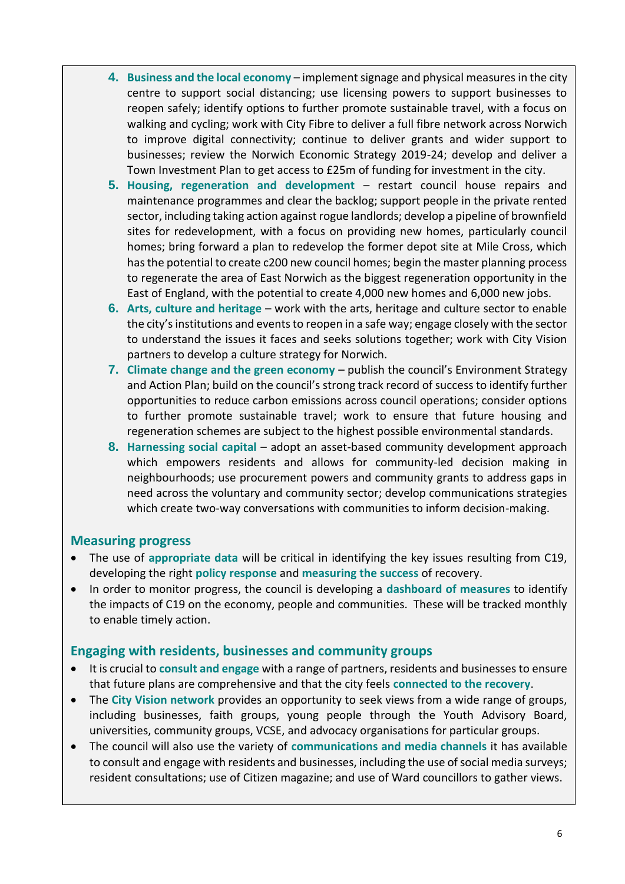4. **Business and the local economy** – implement signage and physical measures in the city centre to support social distancing; use licensing powers to support businesses to reopen safely; identify options to further promote sustainable travel, with a focus on walking and cycling; work with City Fibre to deliver a full fibre network across Norwich to improve digital connectivity; continue to deliver grants and wider support to businesses; review the Norwich Economic Strategy 2019-24; develop and deliver a Town Investment Plan to get access to £25m of funding for investment in the city.
5. **Housing, regeneration and development** – restart council house repairs and maintenance programmes and clear the backlog; support people in the private rented sector, including taking action against rogue landlords; develop a pipeline of brownfield sites for redevelopment, with a focus on providing new homes, particularly council homes; bring forward a plan to redevelop the former depot site at Mile Cross, which has the potential to create c200 new council homes; begin the master planning process to regenerate the area of East Norwich as the biggest regeneration opportunity in the East of England, with the potential to create 4,000 new homes and 6,000 new jobs.
6. **Arts, culture and heritage** – work with the arts, heritage and culture sector to enable the city's institutions and events to reopen in a safe way; engage closely with the sector to understand the issues it faces and seeks solutions together; work with City Vision partners to develop a culture strategy for Norwich.
7. **Climate change and the green economy** – publish the council's Environment Strategy and Action Plan; build on the council's strong track record of success to identify further opportunities to reduce carbon emissions across council operations; consider options to further promote sustainable travel; work to ensure that future housing and regeneration schemes are subject to the highest possible environmental standards.
8. **Harnessing social capital** – adopt an asset-based community development approach which empowers residents and allows for community-led decision making in neighbourhoods; use procurement powers and community grants to address gaps in need across the voluntary and community sector; develop communications strategies which create two-way conversations with communities to inform decision-making.

## Measuring progress

- The use of **appropriate data** will be critical in identifying the key issues resulting from C19, developing the right **policy response** and **measuring the success** of recovery.
- In order to monitor progress, the council is developing a **dashboard of measures** to identify the impacts of C19 on the economy, people and communities. These will be tracked monthly to enable timely action.

## Engaging with residents, businesses and community groups

- It is crucial to **consult and engage** with a range of partners, residents and businesses to ensure that future plans are comprehensive and that the city feels **connected to the recovery**.
- The **City Vision network** provides an opportunity to seek views from a wide range of groups, including businesses, faith groups, young people through the Youth Advisory Board, universities, community groups, VCSE, and advocacy organisations for particular groups.
- The council will also use the variety of **communications and media channels** it has available to consult and engage with residents and businesses, including the use of social media surveys; resident consultations; use of Citizen magazine; and use of Ward councillors to gather views.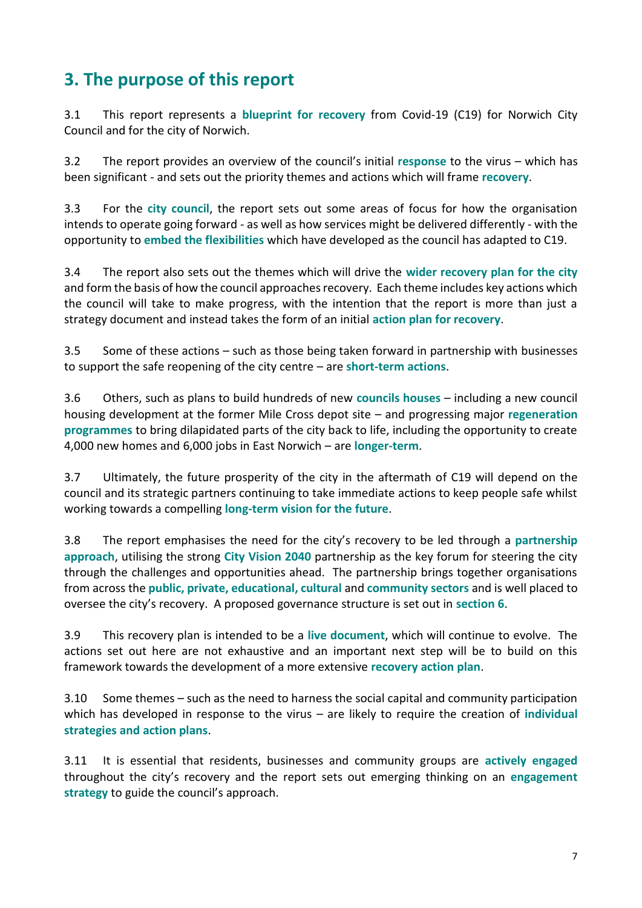## 3. The purpose of this report

3.1 This report represents a **blueprint for recovery** from Covid-19 (C19) for Norwich City Council and for the city of Norwich.

3.2 The report provides an overview of the council's initial **response** to the virus – which has been significant - and sets out the priority themes and actions which will frame **recovery**.

3.3 For the **city council**, the report sets out some areas of focus for how the organisation intends to operate going forward - as well as how services might be delivered differently - with the opportunity to **embed the flexibilities** which have developed as the council has adapted to C19.

3.4 The report also sets out the themes which will drive the **wider recovery plan for the city** and form the basis of how the council approaches recovery. Each theme includes key actions which the council will take to make progress, with the intention that the report is more than just a strategy document and instead takes the form of an initial **action plan for recovery**.

3.5 Some of these actions – such as those being taken forward in partnership with businesses to support the safe reopening of the city centre – are **short-term actions**.

3.6 Others, such as plans to build hundreds of new **councils houses** – including a new council housing development at the former Mile Cross depot site – and progressing major **regeneration programmes** to bring dilapidated parts of the city back to life, including the opportunity to create 4,000 new homes and 6,000 jobs in East Norwich – are **longer-term**.

3.7 Ultimately, the future prosperity of the city in the aftermath of C19 will depend on the council and its strategic partners continuing to take immediate actions to keep people safe whilst working towards a compelling **long-term vision for the future**.

3.8 The report emphasises the need for the city's recovery to be led through a **partnership approach**, utilising the strong **City Vision 2040** partnership as the key forum for steering the city through the challenges and opportunities ahead. The partnership brings together organisations from across the **public, private, educational, cultural** and **community sectors** and is well placed to oversee the city's recovery. A proposed governance structure is set out in **section 6**.

3.9 This recovery plan is intended to be a **live document**, which will continue to evolve. The actions set out here are not exhaustive and an important next step will be to build on this framework towards the development of a more extensive **recovery action plan**.

3.10 Some themes – such as the need to harness the social capital and community participation which has developed in response to the virus – are likely to require the creation of **individual strategies and action plans**.

3.11 It is essential that residents, businesses and community groups are **actively engaged** throughout the city's recovery and the report sets out emerging thinking on an **engagement strategy** to guide the council's approach.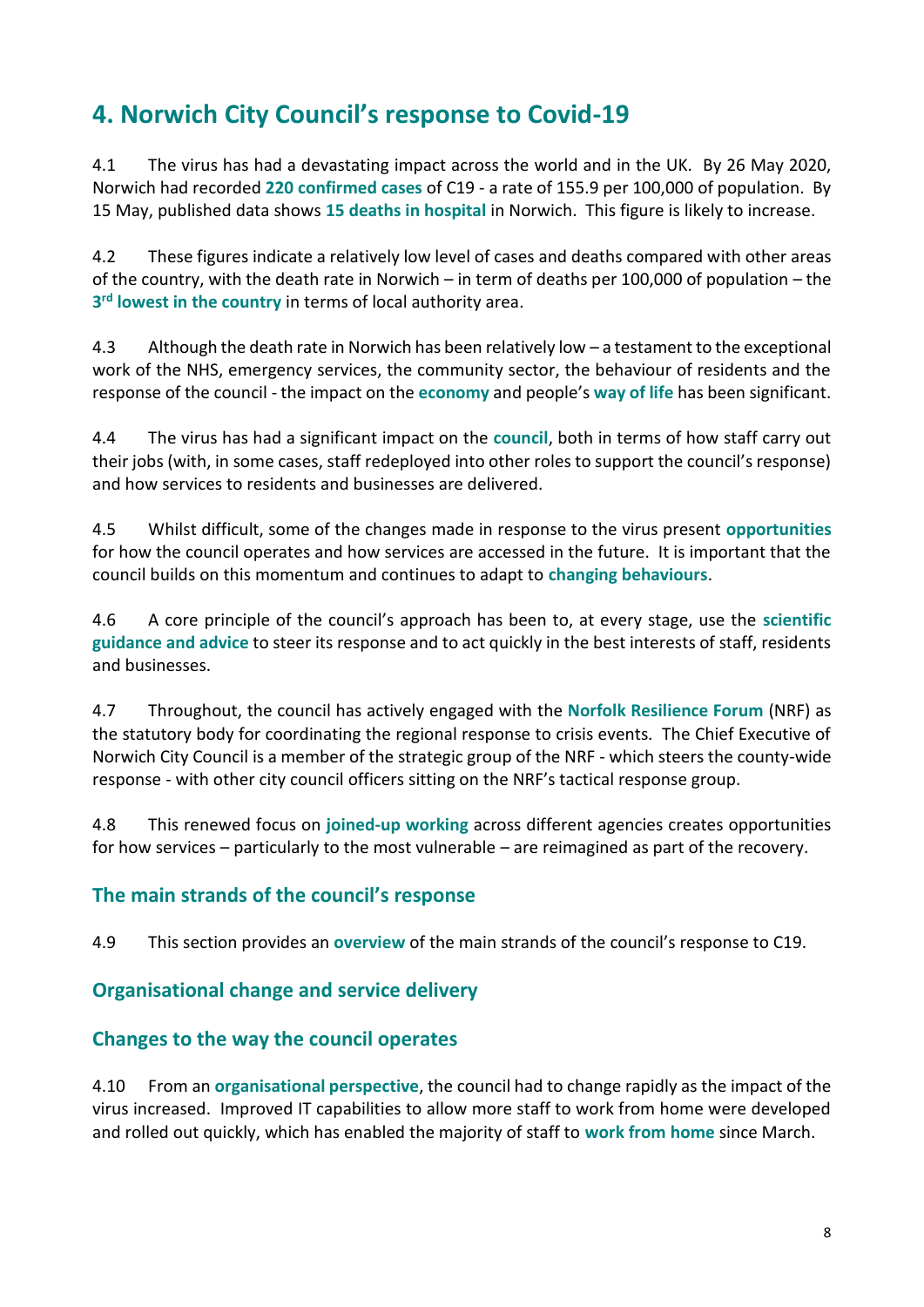# 4. Norwich City Council's response to Covid-19

4.1 The virus has had a devastating impact across the world and in the UK. By 26 May 2020, Norwich had recorded **220 confirmed cases** of C19 - a rate of 155.9 per 100,000 of population. By 15 May, published data shows **15 deaths in hospital** in Norwich. This figure is likely to increase.

4.2 These figures indicate a relatively low level of cases and deaths compared with other areas of the country, with the death rate in Norwich – in term of deaths per 100,000 of population – the **3rd lowest in the country** in terms of local authority area.

4.3 Although the death rate in Norwich has been relatively low – a testament to the exceptional work of the NHS, emergency services, the community sector, the behaviour of residents and the response of the council - the impact on the **economy** and people's **way of life** has been significant.

4.4 The virus has had a significant impact on the **council**, both in terms of how staff carry out their jobs (with, in some cases, staff redeployed into other roles to support the council's response) and how services to residents and businesses are delivered.

4.5 Whilst difficult, some of the changes made in response to the virus present **opportunities** for how the council operates and how services are accessed in the future. It is important that the council builds on this momentum and continues to adapt to **changing behaviours**.

4.6 A core principle of the council's approach has been to, at every stage, use the **scientific guidance and advice** to steer its response and to act quickly in the best interests of staff, residents and businesses.

4.7 Throughout, the council has actively engaged with the **Norfolk Resilience Forum** (NRF) as the statutory body for coordinating the regional response to crisis events. The Chief Executive of Norwich City Council is a member of the strategic group of the NRF - which steers the county-wide response - with other city council officers sitting on the NRF's tactical response group.

4.8 This renewed focus on **joined-up working** across different agencies creates opportunities for how services – particularly to the most vulnerable – are reimagined as part of the recovery.

## The main strands of the council's response

4.9 This section provides an **overview** of the main strands of the council's response to C19.

## Organisational change and service delivery

## Changes to the way the council operates

4.10 From an **organisational perspective**, the council had to change rapidly as the impact of the virus increased. Improved IT capabilities to allow more staff to work from home were developed and rolled out quickly, which has enabled the majority of staff to **work from home** since March.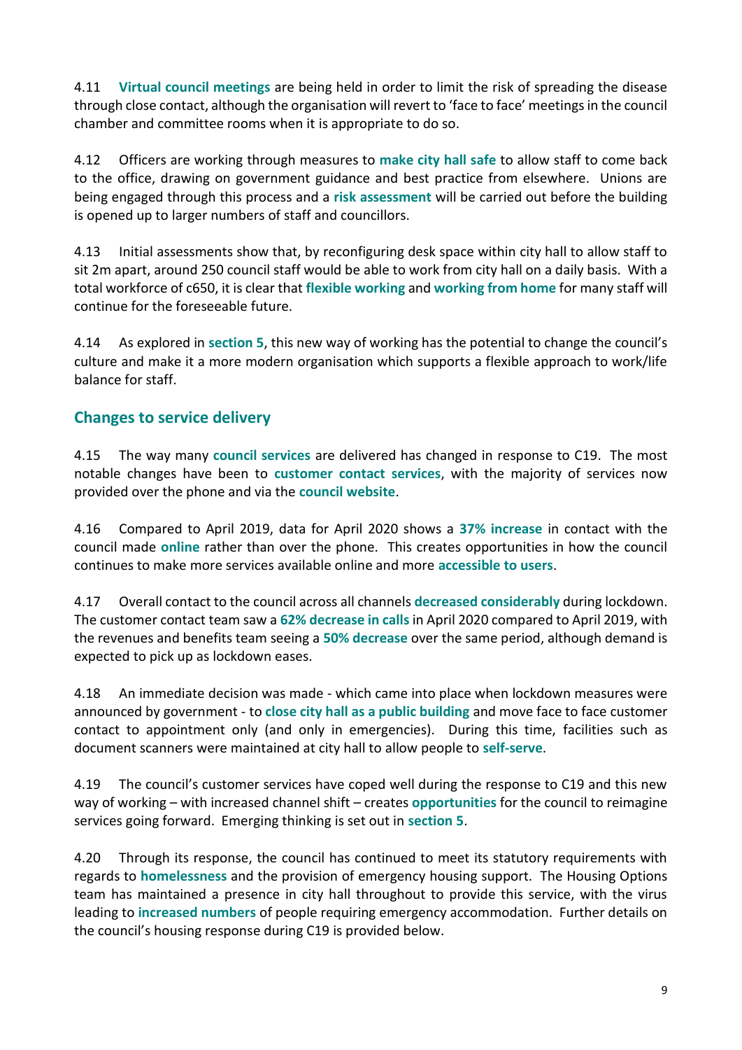4.11 **Virtual council meetings** are being held in order to limit the risk of spreading the disease through close contact, although the organisation will revert to 'face to face' meetings in the council chamber and committee rooms when it is appropriate to do so.

4.12 Officers are working through measures to **make city hall safe** to allow staff to come back to the office, drawing on government guidance and best practice from elsewhere. Unions are being engaged through this process and a **risk assessment** will be carried out before the building is opened up to larger numbers of staff and councillors.

4.13 Initial assessments show that, by reconfiguring desk space within city hall to allow staff to sit 2m apart, around 250 council staff would be able to work from city hall on a daily basis. With a total workforce of c650, it is clear that **flexible working** and **working from home** for many staff will continue for the foreseeable future.

4.14 As explored in **section 5**, this new way of working has the potential to change the council's culture and make it a more modern organisation which supports a flexible approach to work/life balance for staff.

## Changes to service delivery

4.15 The way many **council services** are delivered has changed in response to C19. The most notable changes have been to **customer contact services**, with the majority of services now provided over the phone and via the **council website**.

4.16 Compared to April 2019, data for April 2020 shows a **37% increase** in contact with the council made **online** rather than over the phone. This creates opportunities in how the council continues to make more services available online and more **accessible to users**.

4.17 Overall contact to the council across all channels **decreased considerably** during lockdown. The customer contact team saw a **62% decrease in calls** in April 2020 compared to April 2019, with the revenues and benefits team seeing a **50% decrease** over the same period, although demand is expected to pick up as lockdown eases.

4.18 An immediate decision was made - which came into place when lockdown measures were announced by government - to **close city hall as a public building** and move face to face customer contact to appointment only (and only in emergencies). During this time, facilities such as document scanners were maintained at city hall to allow people to **self-serve**.

4.19 The council's customer services have coped well during the response to C19 and this new way of working – with increased channel shift – creates **opportunities** for the council to reimagine services going forward. Emerging thinking is set out in **section 5**.

4.20 Through its response, the council has continued to meet its statutory requirements with regards to **homelessness** and the provision of emergency housing support. The Housing Options team has maintained a presence in city hall throughout to provide this service, with the virus leading to **increased numbers** of people requiring emergency accommodation. Further details on the council's housing response during C19 is provided below.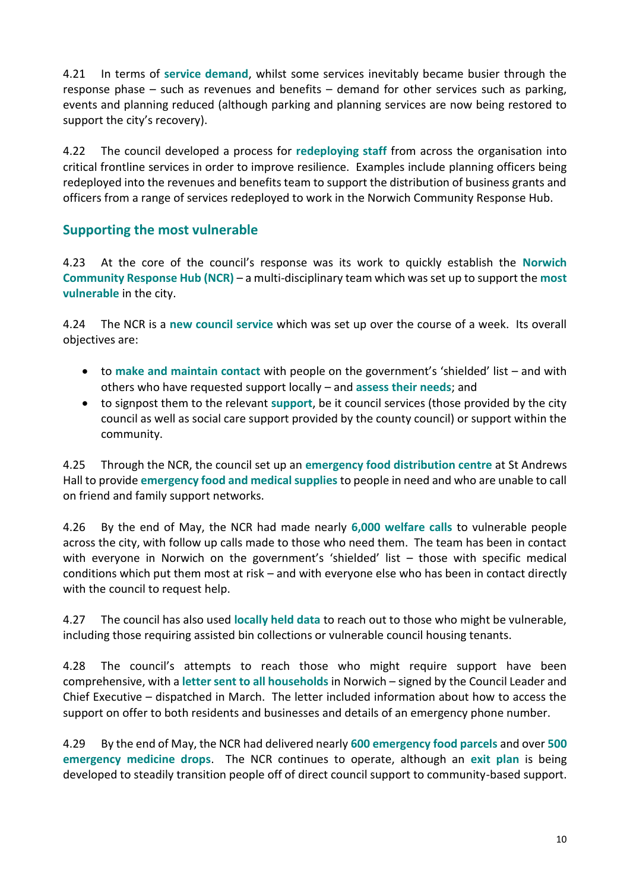4.21 In terms of **service demand**, whilst some services inevitably became busier through the response phase – such as revenues and benefits – demand for other services such as parking, events and planning reduced (although parking and planning services are now being restored to support the city's recovery).

4.22 The council developed a process for **redeploying staff** from across the organisation into critical frontline services in order to improve resilience. Examples include planning officers being redeployed into the revenues and benefits team to support the distribution of business grants and officers from a range of services redeployed to work in the Norwich Community Response Hub.

## Supporting the most vulnerable

4.23 At the core of the council's response was its work to quickly establish the **Norwich Community Response Hub (NCR)** – a multi-disciplinary team which was set up to support the **most vulnerable** in the city.

4.24 The NCR is a **new council service** which was set up over the course of a week. Its overall objectives are:

- to **make and maintain contact** with people on the government's 'shielded' list – and with others who have requested support locally – and **assess their needs**; and
- to signpost them to the relevant **support**, be it council services (those provided by the city council as well as social care support provided by the county council) or support within the community.

4.25 Through the NCR, the council set up an **emergency food distribution centre** at St Andrews Hall to provide **emergency food and medical supplies** to people in need and who are unable to call on friend and family support networks.

4.26 By the end of May, the NCR had made nearly **6,000 welfare calls** to vulnerable people across the city, with follow up calls made to those who need them. The team has been in contact with everyone in Norwich on the government's 'shielded' list – those with specific medical conditions which put them most at risk – and with everyone else who has been in contact directly with the council to request help.

4.27 The council has also used **locally held data** to reach out to those who might be vulnerable, including those requiring assisted bin collections or vulnerable council housing tenants.

4.28 The council's attempts to reach those who might require support have been comprehensive, with a **letter sent to all households** in Norwich – signed by the Council Leader and Chief Executive – dispatched in March. The letter included information about how to access the support on offer to both residents and businesses and details of an emergency phone number.

4.29 By the end of May, the NCR had delivered nearly **600 emergency food parcels** and over **500 emergency medicine drops**. The NCR continues to operate, although an **exit plan** is being developed to steadily transition people off of direct council support to community-based support.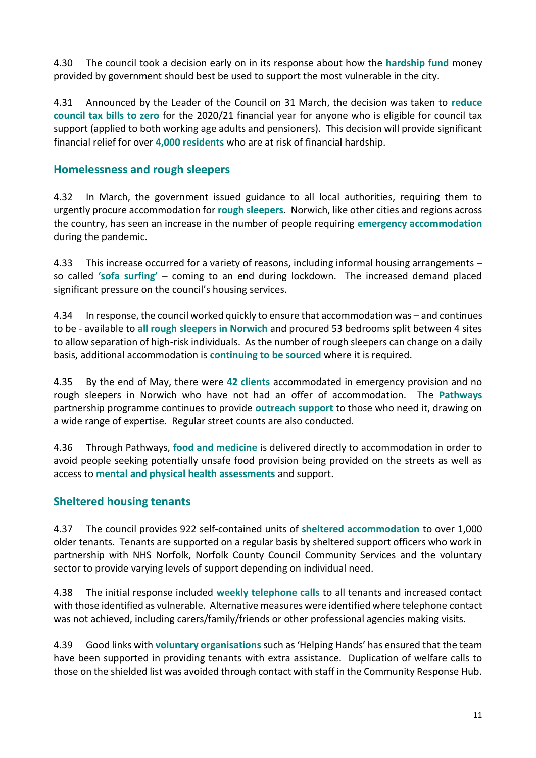4.30 The council took a decision early on in its response about how the **hardship fund** money provided by government should best be used to support the most vulnerable in the city.

4.31 Announced by the Leader of the Council on 31 March, the decision was taken to **reduce council tax bills to zero** for the 2020/21 financial year for anyone who is eligible for council tax support (applied to both working age adults and pensioners). This decision will provide significant financial relief for over **4,000 residents** who are at risk of financial hardship.

## Homelessness and rough sleepers

4.32 In March, the government issued guidance to all local authorities, requiring them to urgently procure accommodation for **rough sleepers**. Norwich, like other cities and regions across the country, has seen an increase in the number of people requiring **emergency accommodation** during the pandemic.

4.33 This increase occurred for a variety of reasons, including informal housing arrangements – so called **'sofa surfing'** – coming to an end during lockdown. The increased demand placed significant pressure on the council's housing services.

4.34 In response, the council worked quickly to ensure that accommodation was – and continues to be - available to **all rough sleepers in Norwich** and procured 53 bedrooms split between 4 sites to allow separation of high-risk individuals. As the number of rough sleepers can change on a daily basis, additional accommodation is **continuing to be sourced** where it is required.

4.35 By the end of May, there were **42 clients** accommodated in emergency provision and no rough sleepers in Norwich who have not had an offer of accommodation. The **Pathways** partnership programme continues to provide **outreach support** to those who need it, drawing on a wide range of expertise. Regular street counts are also conducted.

4.36 Through Pathways, **food and medicine** is delivered directly to accommodation in order to avoid people seeking potentially unsafe food provision being provided on the streets as well as access to **mental and physical health assessments** and support.

## Sheltered housing tenants

4.37 The council provides 922 self-contained units of **sheltered accommodation** to over 1,000 older tenants. Tenants are supported on a regular basis by sheltered support officers who work in partnership with NHS Norfolk, Norfolk County Council Community Services and the voluntary sector to provide varying levels of support depending on individual need.

4.38 The initial response included **weekly telephone calls** to all tenants and increased contact with those identified as vulnerable. Alternative measures were identified where telephone contact was not achieved, including carers/family/friends or other professional agencies making visits.

4.39 Good links with **voluntary organisations** such as 'Helping Hands' has ensured that the team have been supported in providing tenants with extra assistance. Duplication of welfare calls to those on the shielded list was avoided through contact with staff in the Community Response Hub.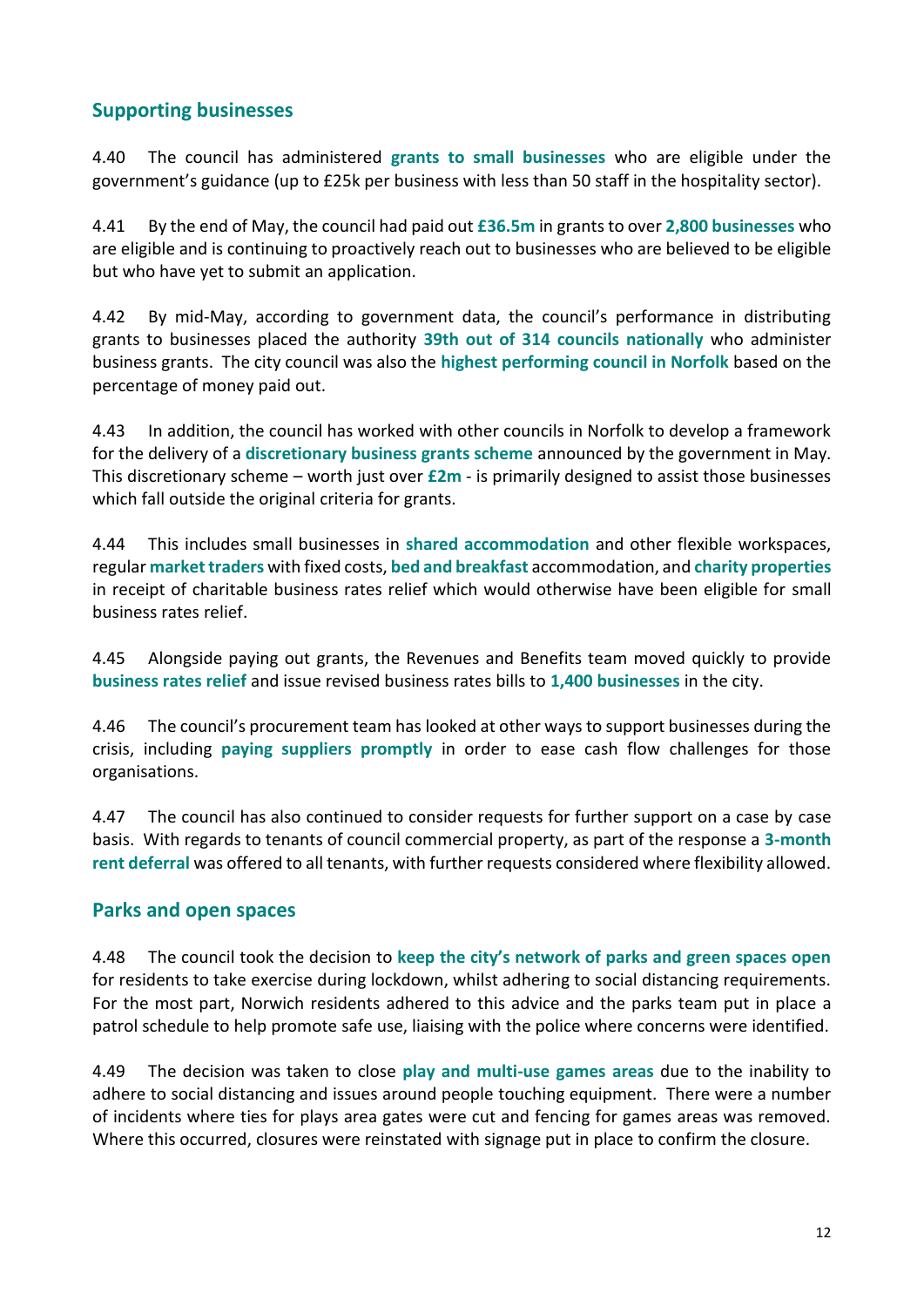## Supporting businesses

4.40 The council has administered **grants to small businesses** who are eligible under the government's guidance (up to £25k per business with less than 50 staff in the hospitality sector).

4.41 By the end of May, the council had paid out **£36.5m** in grants to over **2,800 businesses** who are eligible and is continuing to proactively reach out to businesses who are believed to be eligible but who have yet to submit an application.

4.42 By mid-May, according to government data, the council's performance in distributing grants to businesses placed the authority **39th out of 314 councils nationally** who administer business grants. The city council was also the **highest performing council in Norfolk** based on the percentage of money paid out.

4.43 In addition, the council has worked with other councils in Norfolk to develop a framework for the delivery of a **discretionary business grants scheme** announced by the government in May. This discretionary scheme – worth just over **£2m** - is primarily designed to assist those businesses which fall outside the original criteria for grants.

4.44 This includes small businesses in **shared accommodation** and other flexible workspaces, regular **market traders** with fixed costs, **bed and breakfast** accommodation, and **charity properties** in receipt of charitable business rates relief which would otherwise have been eligible for small business rates relief.

4.45 Alongside paying out grants, the Revenues and Benefits team moved quickly to provide **business rates relief** and issue revised business rates bills to **1,400 businesses** in the city.

4.46 The council's procurement team has looked at other ways to support businesses during the crisis, including **paying suppliers promptly** in order to ease cash flow challenges for those organisations.

4.47 The council has also continued to consider requests for further support on a case by case basis. With regards to tenants of council commercial property, as part of the response a **3-month rent deferral** was offered to all tenants, with further requests considered where flexibility allowed.

## Parks and open spaces

4.48 The council took the decision to **keep the city's network of parks and green spaces open** for residents to take exercise during lockdown, whilst adhering to social distancing requirements. For the most part, Norwich residents adhered to this advice and the parks team put in place a patrol schedule to help promote safe use, liaising with the police where concerns were identified.

4.49 The decision was taken to close **play and multi-use games areas** due to the inability to adhere to social distancing and issues around people touching equipment. There were a number of incidents where ties for plays area gates were cut and fencing for games areas was removed. Where this occurred, closures were reinstated with signage put in place to confirm the closure.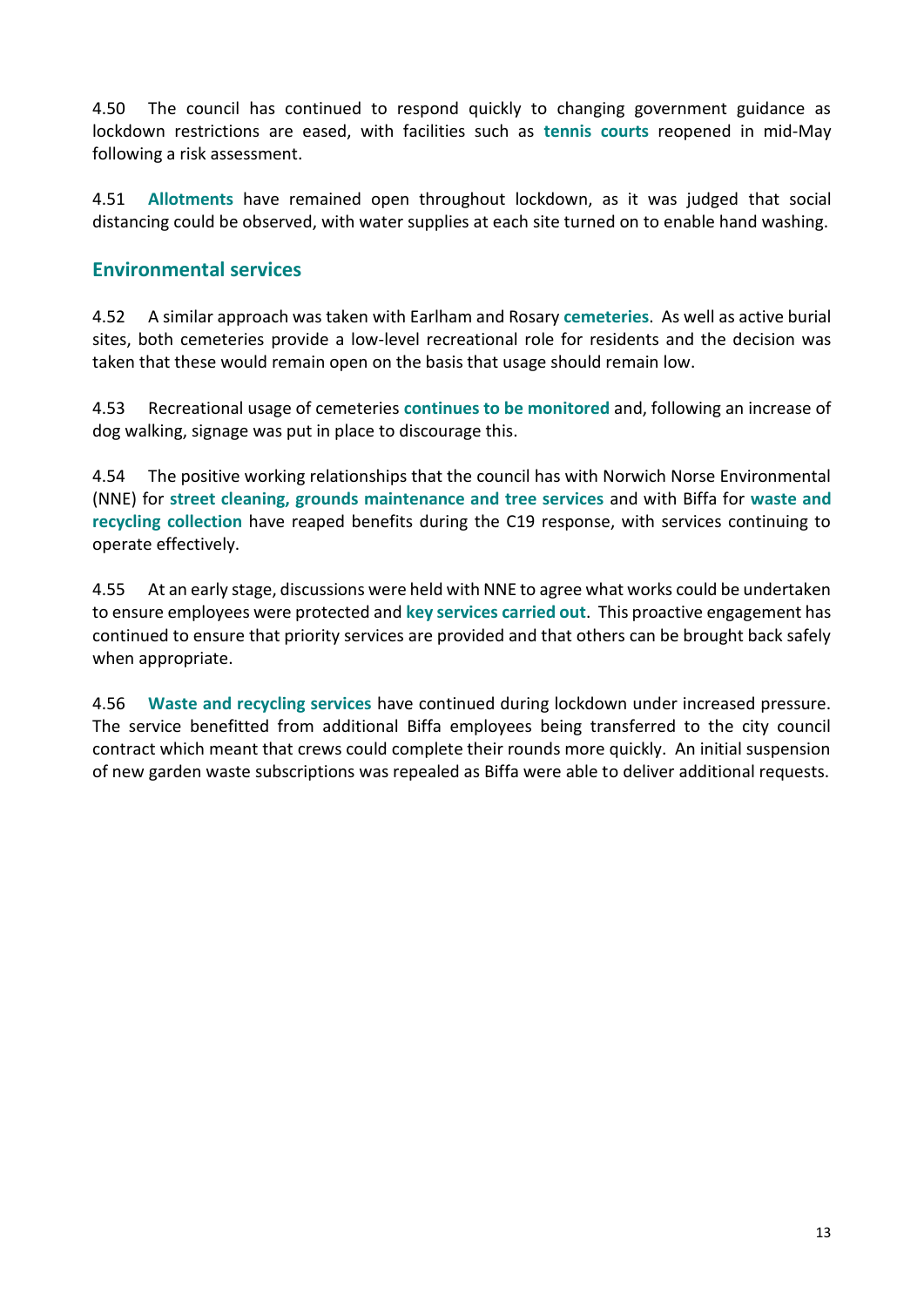4.50 The council has continued to respond quickly to changing government guidance as lockdown restrictions are eased, with facilities such as **tennis courts** reopened in mid-May following a risk assessment.

4.51 **Allotments** have remained open throughout lockdown, as it was judged that social distancing could be observed, with water supplies at each site turned on to enable hand washing.

## Environmental services

4.52 A similar approach was taken with Earlham and Rosary **cemeteries**. As well as active burial sites, both cemeteries provide a low-level recreational role for residents and the decision was taken that these would remain open on the basis that usage should remain low.

4.53 Recreational usage of cemeteries **continues to be monitored** and, following an increase of dog walking, signage was put in place to discourage this.

4.54 The positive working relationships that the council has with Norwich Norse Environmental (NNE) for **street cleaning, grounds maintenance and tree services** and with Biffa for **waste and recycling collection** have reaped benefits during the C19 response, with services continuing to operate effectively.

4.55 At an early stage, discussions were held with NNE to agree what works could be undertaken to ensure employees were protected and **key services carried out**. This proactive engagement has continued to ensure that priority services are provided and that others can be brought back safely when appropriate.

4.56 **Waste and recycling services** have continued during lockdown under increased pressure. The service benefitted from additional Biffa employees being transferred to the city council contract which meant that crews could complete their rounds more quickly. An initial suspension of new garden waste subscriptions was repealed as Biffa were able to deliver additional requests.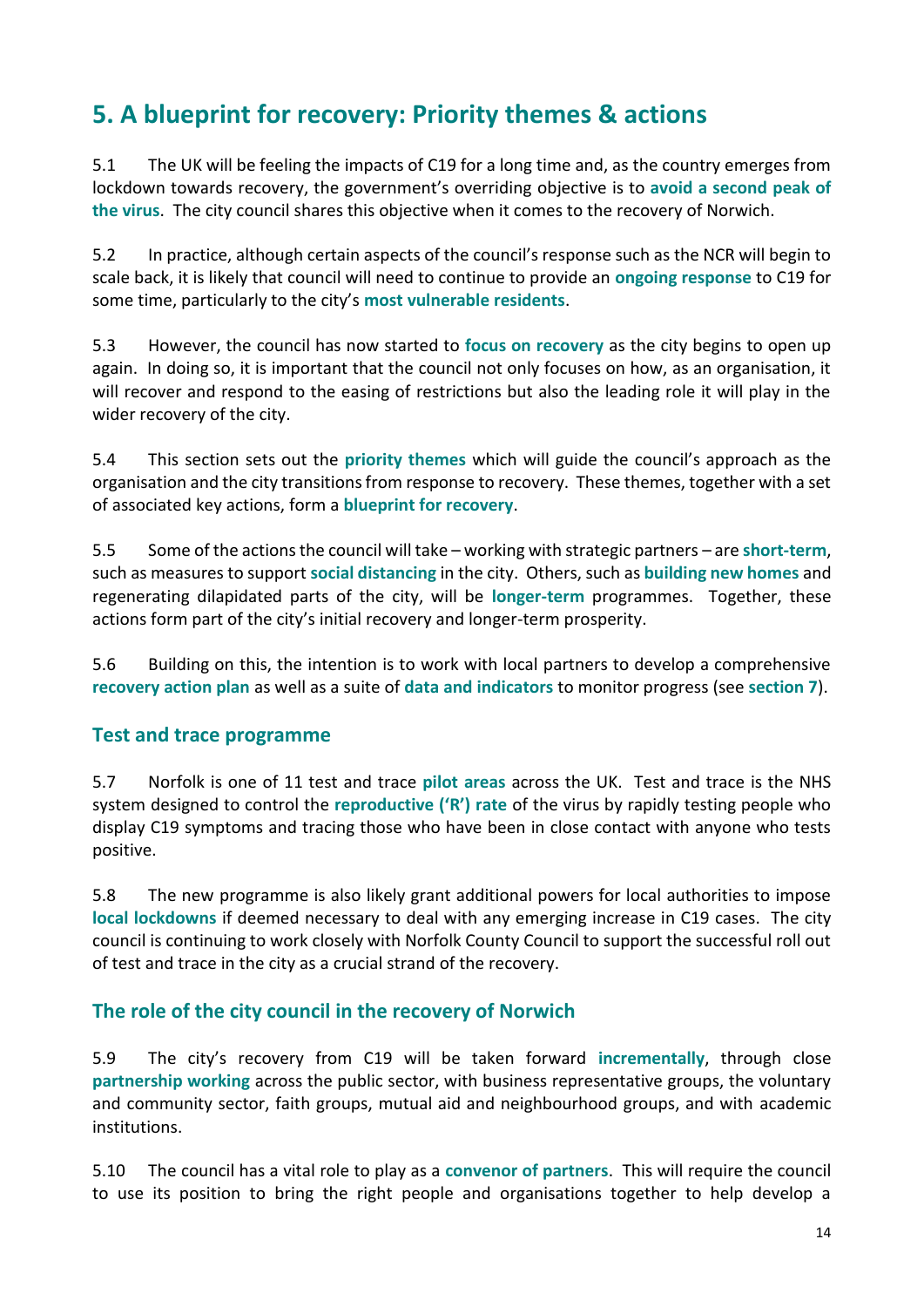## 5. A blueprint for recovery: Priority themes & actions

5.1 The UK will be feeling the impacts of C19 for a long time and, as the country emerges from lockdown towards recovery, the government's overriding objective is to **avoid a second peak of the virus**. The city council shares this objective when it comes to the recovery of Norwich.

5.2 In practice, although certain aspects of the council's response such as the NCR will begin to scale back, it is likely that council will need to continue to provide an **ongoing response** to C19 for some time, particularly to the city's **most vulnerable residents**.

5.3 However, the council has now started to **focus on recovery** as the city begins to open up again. In doing so, it is important that the council not only focuses on how, as an organisation, it will recover and respond to the easing of restrictions but also the leading role it will play in the wider recovery of the city.

5.4 This section sets out the **priority themes** which will guide the council's approach as the organisation and the city transitions from response to recovery. These themes, together with a set of associated key actions, form a **blueprint for recovery**.

5.5 Some of the actions the council will take – working with strategic partners – are **short-term**, such as measures to support **social distancing** in the city. Others, such as **building new homes** and regenerating dilapidated parts of the city, will be **longer-term** programmes. Together, these actions form part of the city's initial recovery and longer-term prosperity.

5.6 Building on this, the intention is to work with local partners to develop a comprehensive **recovery action plan** as well as a suite of **data and indicators** to monitor progress (see **section 7**).

### Test and trace programme

5.7 Norfolk is one of 11 test and trace **pilot areas** across the UK. Test and trace is the NHS system designed to control the **reproductive ('R') rate** of the virus by rapidly testing people who display C19 symptoms and tracing those who have been in close contact with anyone who tests positive.

5.8 The new programme is also likely grant additional powers for local authorities to impose **local lockdowns** if deemed necessary to deal with any emerging increase in C19 cases. The city council is continuing to work closely with Norfolk County Council to support the successful roll out of test and trace in the city as a crucial strand of the recovery.

### The role of the city council in the recovery of Norwich

5.9 The city's recovery from C19 will be taken forward **incrementally**, through close **partnership working** across the public sector, with business representative groups, the voluntary and community sector, faith groups, mutual aid and neighbourhood groups, and with academic institutions.

5.10 The council has a vital role to play as a **convenor of partners**. This will require the council to use its position to bring the right people and organisations together to help develop a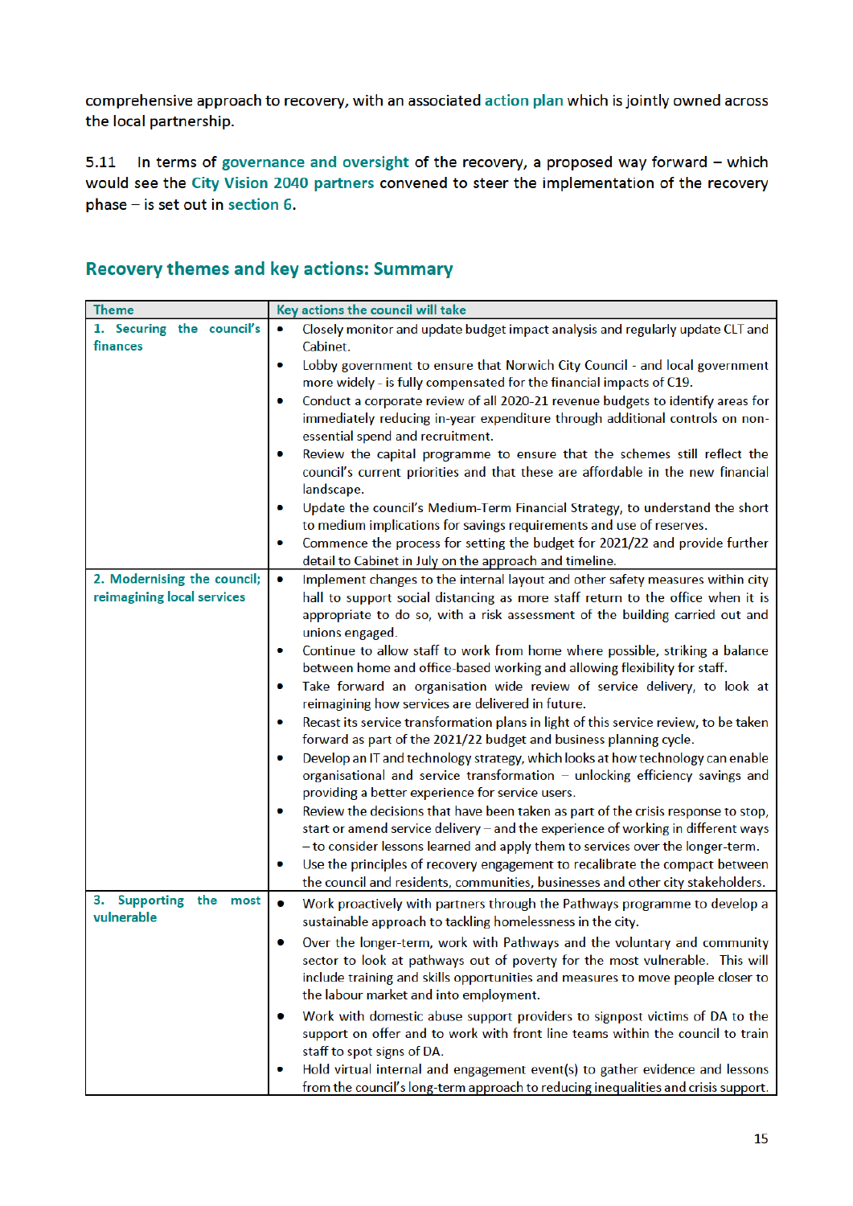comprehensive approach to recovery, with an associated action plan which is jointly owned across the local partnership.

5.11 In terms of governance and oversight of the recovery, a proposed way forward – which would see the City Vision 2040 partners convened to steer the implementation of the recovery phase – is set out in section 6.

## Recovery themes and key actions: Summary

| Theme | Key actions the council will take |
|---|---|
| 1. Securing the council's finances | • Closely monitor and update budget impact analysis and regularly update CLT and Cabinet.<br>• Lobby government to ensure that Norwich City Council - and local government more widely - is fully compensated for the financial impacts of C19.<br>• Conduct a corporate review of all 2020-21 revenue budgets to identify areas for immediately reducing in-year expenditure through additional controls on non-essential spend and recruitment.<br>• Review the capital programme to ensure that the schemes still reflect the council's current priorities and that these are affordable in the new financial landscape.<br>• Update the council's Medium-Term Financial Strategy, to understand the short to medium implications for savings requirements and use of reserves.<br>• Commence the process for setting the budget for 2021/22 and provide further detail to Cabinet in July on the approach and timeline. |
| 2. Modernising the council; reimagining local services | • Implement changes to the internal layout and other safety measures within city hall to support social distancing as more staff return to the office when it is appropriate to do so, with a risk assessment of the building carried out and unions engaged.<br>• Continue to allow staff to work from home where possible, striking a balance between home and office-based working and allowing flexibility for staff.<br>• Take forward an organisation wide review of service delivery, to look at reimagining how services are delivered in future.<br>• Recast its service transformation plans in light of this service review, to be taken forward as part of the 2021/22 budget and business planning cycle.<br>• Develop an IT and technology strategy, which looks at how technology can enable organisational and service transformation – unlocking efficiency savings and providing a better experience for service users.<br>• Review the decisions that have been taken as part of the crisis response to stop, start or amend service delivery – and the experience of working in different ways – to consider lessons learned and apply them to services over the longer-term.<br>• Use the principles of recovery engagement to recalibrate the compact between the council and residents, communities, businesses and other city stakeholders. |
| 3. Supporting the most vulnerable | • Work proactively with partners through the Pathways programme to develop a sustainable approach to tackling homelessness in the city.<br>• Over the longer-term, work with Pathways and the voluntary and community sector to look at pathways out of poverty for the most vulnerable. This will include training and skills opportunities and measures to move people closer to the labour market and into employment.<br>• Work with domestic abuse support providers to signpost victims of DA to the support on offer and to work with front line teams within the council to train staff to spot signs of DA.<br>• Hold virtual internal and engagement event(s) to gather evidence and lessons from the council's long-term approach to reducing inequalities and crisis support. |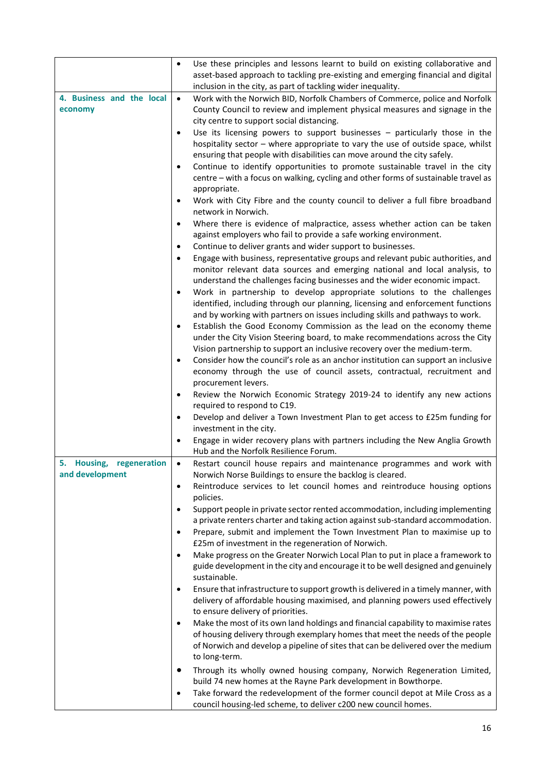| | |
|---|---|
| | • Use these principles and lessons learnt to build on existing collaborative and asset-based approach to tackling pre-existing and emerging financial and digital inclusion in the city, as part of tackling wider inequality. |
| **4. Business and the local economy** | • Work with the Norwich BID, Norfolk Chambers of Commerce, police and Norfolk County Council to review and implement physical measures and signage in the city centre to support social distancing.<br>• Use its licensing powers to support businesses – particularly those in the hospitality sector – where appropriate to vary the use of outside space, whilst ensuring that people with disabilities can move around the city safely.<br>• Continue to identify opportunities to promote sustainable travel in the city centre – with a focus on walking, cycling and other forms of sustainable travel as appropriate.<br>• Work with City Fibre and the county council to deliver a full fibre broadband network in Norwich.<br>• Where there is evidence of malpractice, assess whether action can be taken against employers who fail to provide a safe working environment.<br>• Continue to deliver grants and wider support to businesses.<br>• Engage with business, representative groups and relevant pubic authorities, and monitor relevant data sources and emerging national and local analysis, to understand the challenges facing businesses and the wider economic impact.<br>• Work in partnership to develop appropriate solutions to the challenges identified, including through our planning, licensing and enforcement functions and by working with partners on issues including skills and pathways to work.<br>• Establish the Good Economy Commission as the lead on the economy theme under the City Vision Steering board, to make recommendations across the City Vision partnership to support an inclusive recovery over the medium-term.<br>• Consider how the council's role as an anchor institution can support an inclusive economy through the use of council assets, contractual, recruitment and procurement levers.<br>• Review the Norwich Economic Strategy 2019-24 to identify any new actions required to respond to C19.<br>• Develop and deliver a Town Investment Plan to get access to £25m funding for investment in the city.<br>• Engage in wider recovery plans with partners including the New Anglia Growth Hub and the Norfolk Resilience Forum. |
| **5. Housing, regeneration and development** | • Restart council house repairs and maintenance programmes and work with Norwich Norse Buildings to ensure the backlog is cleared.<br>• Reintroduce services to let council homes and reintroduce housing options policies.<br>• Support people in private sector rented accommodation, including implementing a private renters charter and taking action against sub-standard accommodation.<br>• Prepare, submit and implement the Town Investment Plan to maximise up to £25m of investment in the regeneration of Norwich.<br>• Make progress on the Greater Norwich Local Plan to put in place a framework to guide development in the city and encourage it to be well designed and genuinely sustainable.<br>• Ensure that infrastructure to support growth is delivered in a timely manner, with delivery of affordable housing maximised, and planning powers used effectively to ensure delivery of priorities.<br>• Make the most of its own land holdings and financial capability to maximise rates of housing delivery through exemplary homes that meet the needs of the people of Norwich and develop a pipeline of sites that can be delivered over the medium to long-term.<br>• Through its wholly owned housing company, Norwich Regeneration Limited, build 74 new homes at the Rayne Park development in Bowthorpe.<br>• Take forward the redevelopment of the former council depot at Mile Cross as a council housing-led scheme, to deliver c200 new council homes. |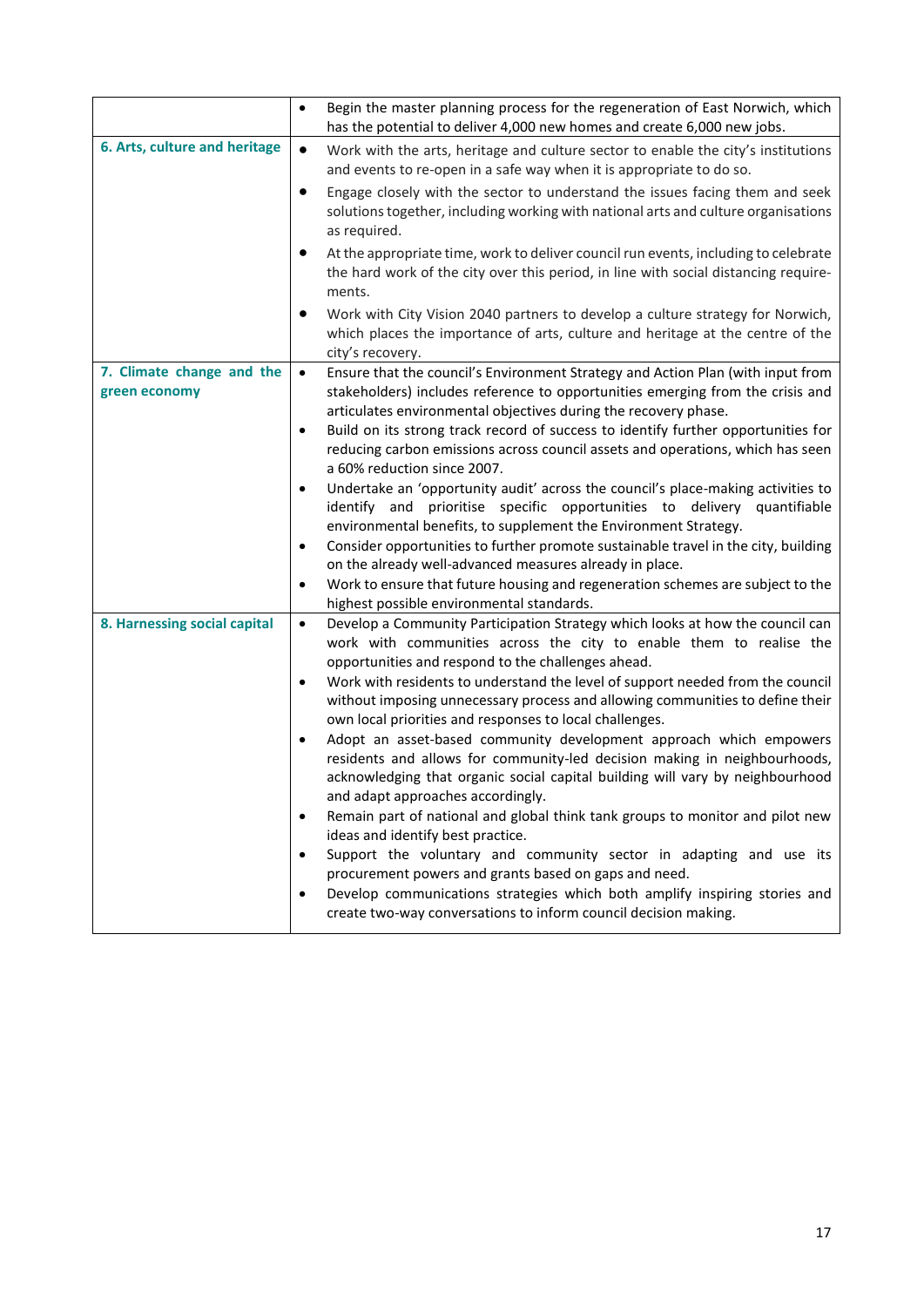| | |
|---|---|
| | • Begin the master planning process for the regeneration of East Norwich, which has the potential to deliver 4,000 new homes and create 6,000 new jobs. |
| **6. Arts, culture and heritage** | • Work with the arts, heritage and culture sector to enable the city's institutions and events to re-open in a safe way when it is appropriate to do so.<br>• Engage closely with the sector to understand the issues facing them and seek solutions together, including working with national arts and culture organisations as required.<br>• At the appropriate time, work to deliver council run events, including to celebrate the hard work of the city over this period, in line with social distancing requirements.<br>• Work with City Vision 2040 partners to develop a culture strategy for Norwich, which places the importance of arts, culture and heritage at the centre of the city's recovery. |
| **7. Climate change and the green economy** | • Ensure that the council's Environment Strategy and Action Plan (with input from stakeholders) includes reference to opportunities emerging from the crisis and articulates environmental objectives during the recovery phase.<br>• Build on its strong track record of success to identify further opportunities for reducing carbon emissions across council assets and operations, which has seen a 60% reduction since 2007.<br>• Undertake an 'opportunity audit' across the council's place-making activities to identify and prioritise specific opportunities to delivery quantifiable environmental benefits, to supplement the Environment Strategy.<br>• Consider opportunities to further promote sustainable travel in the city, building on the already well-advanced measures already in place.<br>• Work to ensure that future housing and regeneration schemes are subject to the highest possible environmental standards. |
| **8. Harnessing social capital** | • Develop a Community Participation Strategy which looks at how the council can work with communities across the city to enable them to realise the opportunities and respond to the challenges ahead.<br>• Work with residents to understand the level of support needed from the council without imposing unnecessary process and allowing communities to define their own local priorities and responses to local challenges.<br>• Adopt an asset-based community development approach which empowers residents and allows for community-led decision making in neighbourhoods, acknowledging that organic social capital building will vary by neighbourhood and adapt approaches accordingly.<br>• Remain part of national and global think tank groups to monitor and pilot new ideas and identify best practice.<br>• Support the voluntary and community sector in adapting and use its procurement powers and grants based on gaps and need.<br>• Develop communications strategies which both amplify inspiring stories and create two-way conversations to inform council decision making. |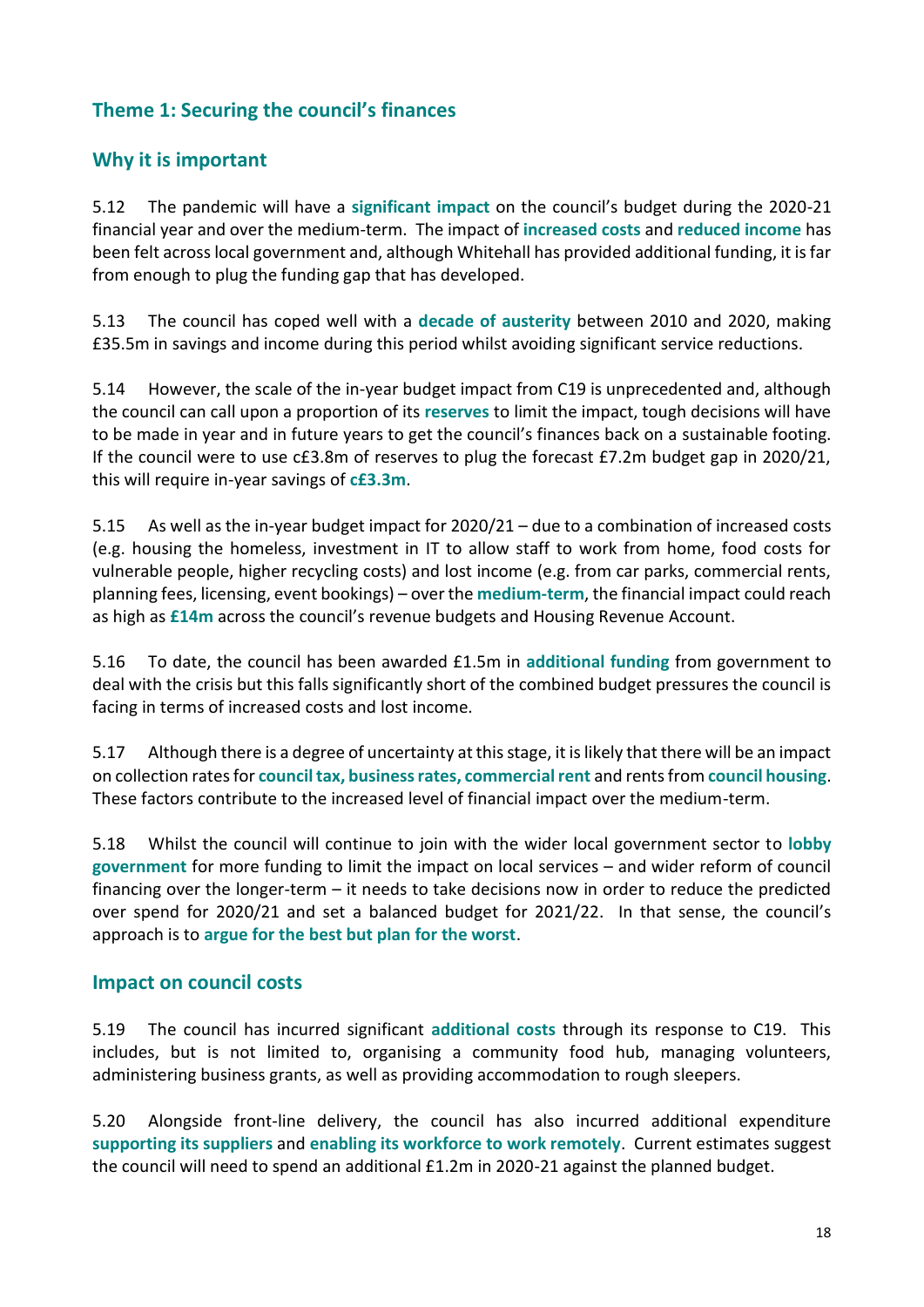## Theme 1: Securing the council's finances

### Why it is important

5.12 The pandemic will have a **significant impact** on the council's budget during the 2020-21 financial year and over the medium-term. The impact of **increased costs** and **reduced income** has been felt across local government and, although Whitehall has provided additional funding, it is far from enough to plug the funding gap that has developed.

5.13 The council has coped well with a **decade of austerity** between 2010 and 2020, making £35.5m in savings and income during this period whilst avoiding significant service reductions.

5.14 However, the scale of the in-year budget impact from C19 is unprecedented and, although the council can call upon a proportion of its **reserves** to limit the impact, tough decisions will have to be made in year and in future years to get the council's finances back on a sustainable footing. If the council were to use c£3.8m of reserves to plug the forecast £7.2m budget gap in 2020/21, this will require in-year savings of **c£3.3m**.

5.15 As well as the in-year budget impact for 2020/21 – due to a combination of increased costs (e.g. housing the homeless, investment in IT to allow staff to work from home, food costs for vulnerable people, higher recycling costs) and lost income (e.g. from car parks, commercial rents, planning fees, licensing, event bookings) – over the **medium-term**, the financial impact could reach as high as **£14m** across the council's revenue budgets and Housing Revenue Account.

5.16 To date, the council has been awarded £1.5m in **additional funding** from government to deal with the crisis but this falls significantly short of the combined budget pressures the council is facing in terms of increased costs and lost income.

5.17 Although there is a degree of uncertainty at this stage, it is likely that there will be an impact on collection rates for **council tax, business rates, commercial rent** and rents from **council housing**. These factors contribute to the increased level of financial impact over the medium-term.

5.18 Whilst the council will continue to join with the wider local government sector to **lobby government** for more funding to limit the impact on local services – and wider reform of council financing over the longer-term – it needs to take decisions now in order to reduce the predicted over spend for 2020/21 and set a balanced budget for 2021/22. In that sense, the council's approach is to **argue for the best but plan for the worst**.

### Impact on council costs

5.19 The council has incurred significant **additional costs** through its response to C19. This includes, but is not limited to, organising a community food hub, managing volunteers, administering business grants, as well as providing accommodation to rough sleepers.

5.20 Alongside front-line delivery, the council has also incurred additional expenditure **supporting its suppliers** and **enabling its workforce to work remotely**. Current estimates suggest the council will need to spend an additional £1.2m in 2020-21 against the planned budget.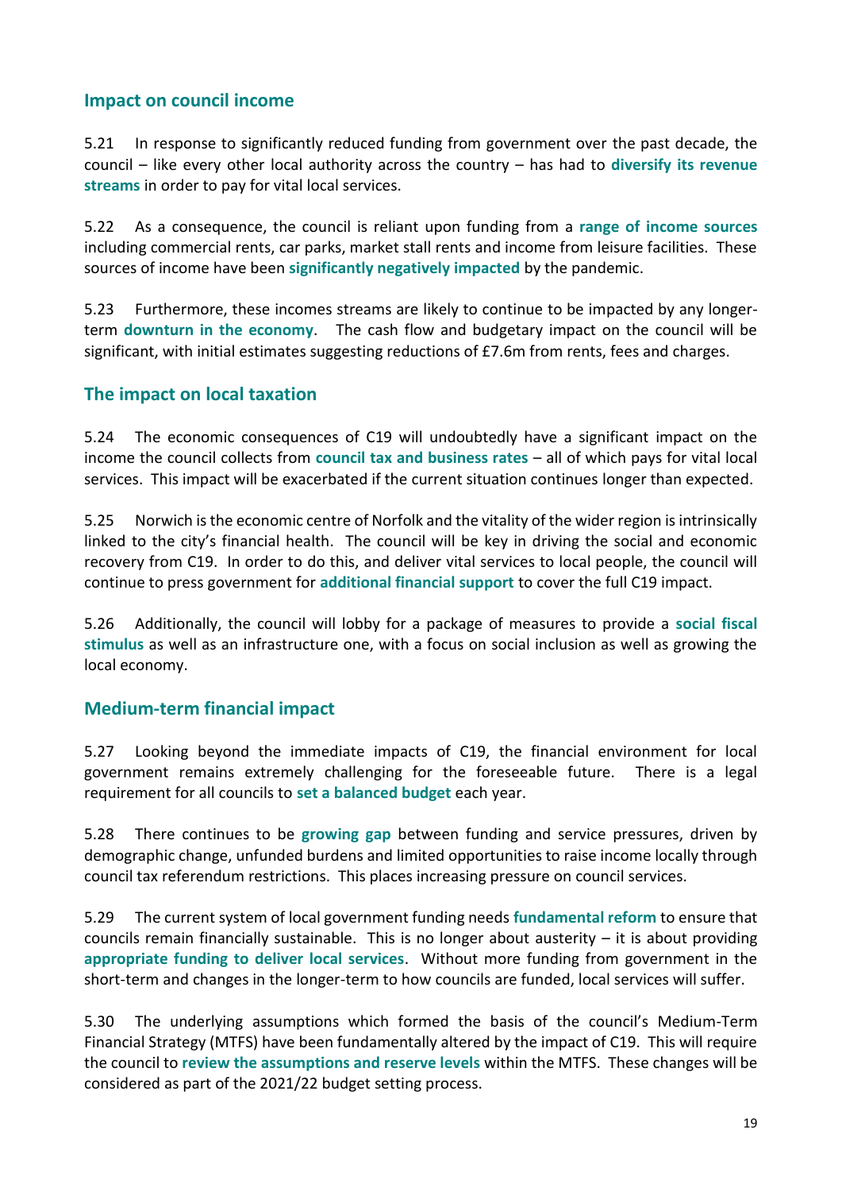## Impact on council income

5.21 In response to significantly reduced funding from government over the past decade, the council – like every other local authority across the country – has had to **diversify its revenue streams** in order to pay for vital local services.

5.22 As a consequence, the council is reliant upon funding from a **range of income sources** including commercial rents, car parks, market stall rents and income from leisure facilities. These sources of income have been **significantly negatively impacted** by the pandemic.

5.23 Furthermore, these incomes streams are likely to continue to be impacted by any longer-term **downturn in the economy**. The cash flow and budgetary impact on the council will be significant, with initial estimates suggesting reductions of £7.6m from rents, fees and charges.

## The impact on local taxation

5.24 The economic consequences of C19 will undoubtedly have a significant impact on the income the council collects from **council tax and business rates** – all of which pays for vital local services. This impact will be exacerbated if the current situation continues longer than expected.

5.25 Norwich is the economic centre of Norfolk and the vitality of the wider region is intrinsically linked to the city's financial health. The council will be key in driving the social and economic recovery from C19. In order to do this, and deliver vital services to local people, the council will continue to press government for **additional financial support** to cover the full C19 impact.

5.26 Additionally, the council will lobby for a package of measures to provide a **social fiscal stimulus** as well as an infrastructure one, with a focus on social inclusion as well as growing the local economy.

## Medium-term financial impact

5.27 Looking beyond the immediate impacts of C19, the financial environment for local government remains extremely challenging for the foreseeable future. There is a legal requirement for all councils to **set a balanced budget** each year.

5.28 There continues to be **growing gap** between funding and service pressures, driven by demographic change, unfunded burdens and limited opportunities to raise income locally through council tax referendum restrictions. This places increasing pressure on council services.

5.29 The current system of local government funding needs **fundamental reform** to ensure that councils remain financially sustainable. This is no longer about austerity – it is about providing **appropriate funding to deliver local services**. Without more funding from government in the short-term and changes in the longer-term to how councils are funded, local services will suffer.

5.30 The underlying assumptions which formed the basis of the council's Medium-Term Financial Strategy (MTFS) have been fundamentally altered by the impact of C19. This will require the council to **review the assumptions and reserve levels** within the MTFS. These changes will be considered as part of the 2021/22 budget setting process.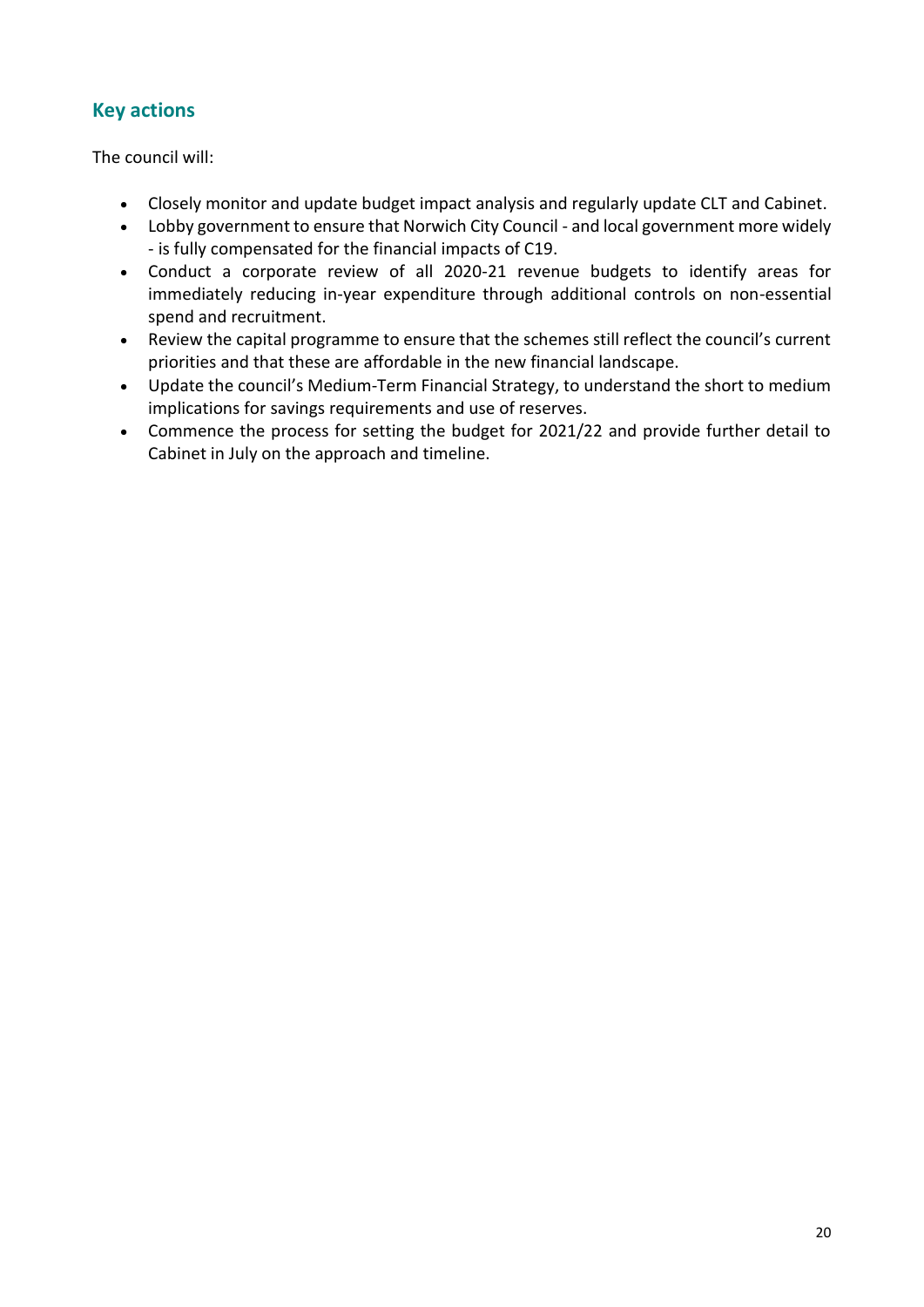## Key actions

The council will:

- Closely monitor and update budget impact analysis and regularly update CLT and Cabinet.
- Lobby government to ensure that Norwich City Council - and local government more widely - is fully compensated for the financial impacts of C19.
- Conduct a corporate review of all 2020-21 revenue budgets to identify areas for immediately reducing in-year expenditure through additional controls on non-essential spend and recruitment.
- Review the capital programme to ensure that the schemes still reflect the council's current priorities and that these are affordable in the new financial landscape.
- Update the council's Medium-Term Financial Strategy, to understand the short to medium implications for savings requirements and use of reserves.
- Commence the process for setting the budget for 2021/22 and provide further detail to Cabinet in July on the approach and timeline.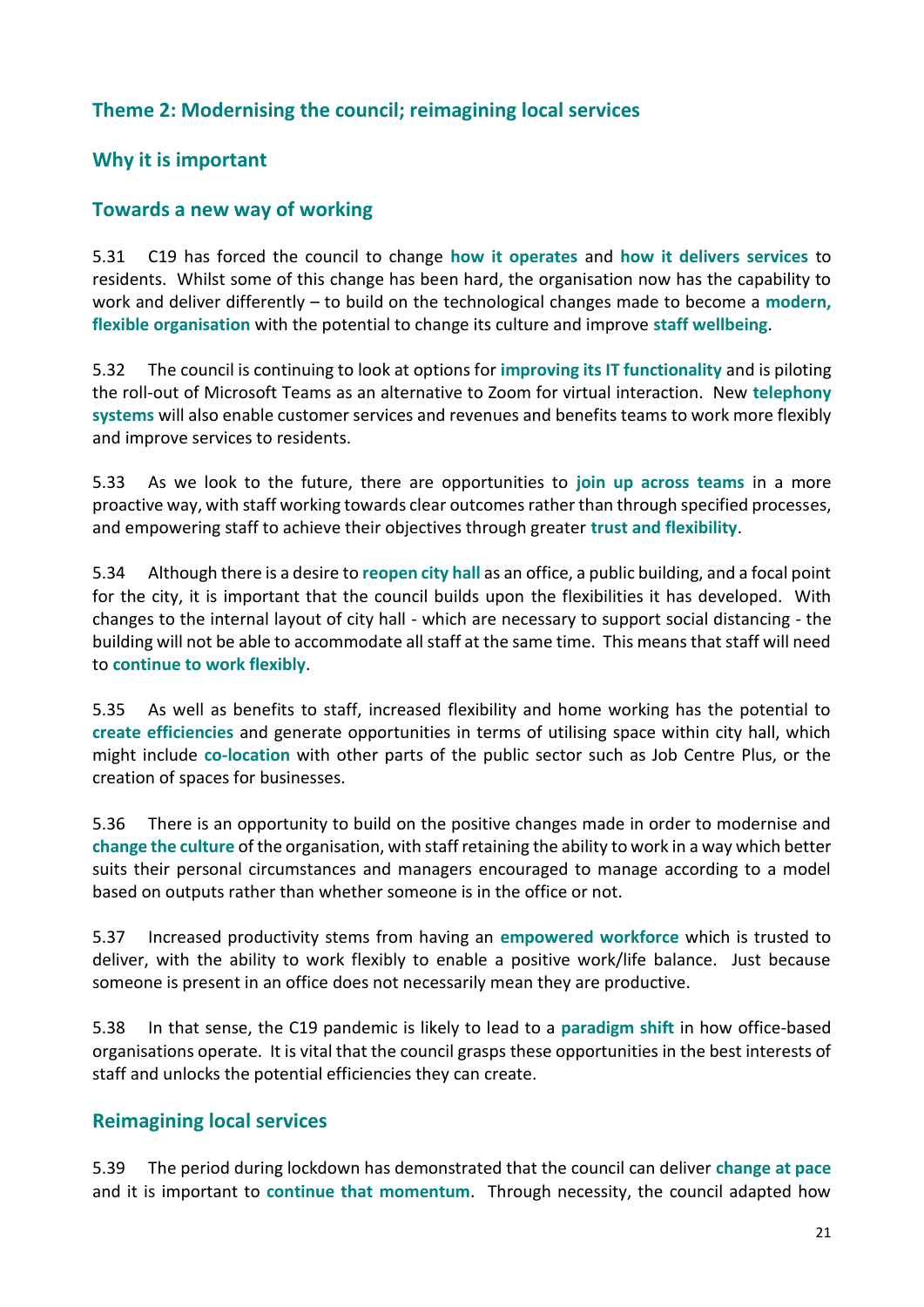## Theme 2: Modernising the council; reimagining local services

### Why it is important

### Towards a new way of working

5.31 C19 has forced the council to change **how it operates** and **how it delivers services** to residents. Whilst some of this change has been hard, the organisation now has the capability to work and deliver differently – to build on the technological changes made to become a **modern, flexible organisation** with the potential to change its culture and improve **staff wellbeing**.

5.32 The council is continuing to look at options for **improving its IT functionality** and is piloting the roll-out of Microsoft Teams as an alternative to Zoom for virtual interaction. New **telephony systems** will also enable customer services and revenues and benefits teams to work more flexibly and improve services to residents.

5.33 As we look to the future, there are opportunities to **join up across teams** in a more proactive way, with staff working towards clear outcomes rather than through specified processes, and empowering staff to achieve their objectives through greater **trust and flexibility**.

5.34 Although there is a desire to **reopen city hall** as an office, a public building, and a focal point for the city, it is important that the council builds upon the flexibilities it has developed. With changes to the internal layout of city hall - which are necessary to support social distancing - the building will not be able to accommodate all staff at the same time. This means that staff will need to **continue to work flexibly**.

5.35 As well as benefits to staff, increased flexibility and home working has the potential to **create efficiencies** and generate opportunities in terms of utilising space within city hall, which might include **co-location** with other parts of the public sector such as Job Centre Plus, or the creation of spaces for businesses.

5.36 There is an opportunity to build on the positive changes made in order to modernise and **change the culture** of the organisation, with staff retaining the ability to work in a way which better suits their personal circumstances and managers encouraged to manage according to a model based on outputs rather than whether someone is in the office or not.

5.37 Increased productivity stems from having an **empowered workforce** which is trusted to deliver, with the ability to work flexibly to enable a positive work/life balance. Just because someone is present in an office does not necessarily mean they are productive.

5.38 In that sense, the C19 pandemic is likely to lead to a **paradigm shift** in how office-based organisations operate. It is vital that the council grasps these opportunities in the best interests of staff and unlocks the potential efficiencies they can create.

### Reimagining local services

5.39 The period during lockdown has demonstrated that the council can deliver **change at pace** and it is important to **continue that momentum**. Through necessity, the council adapted how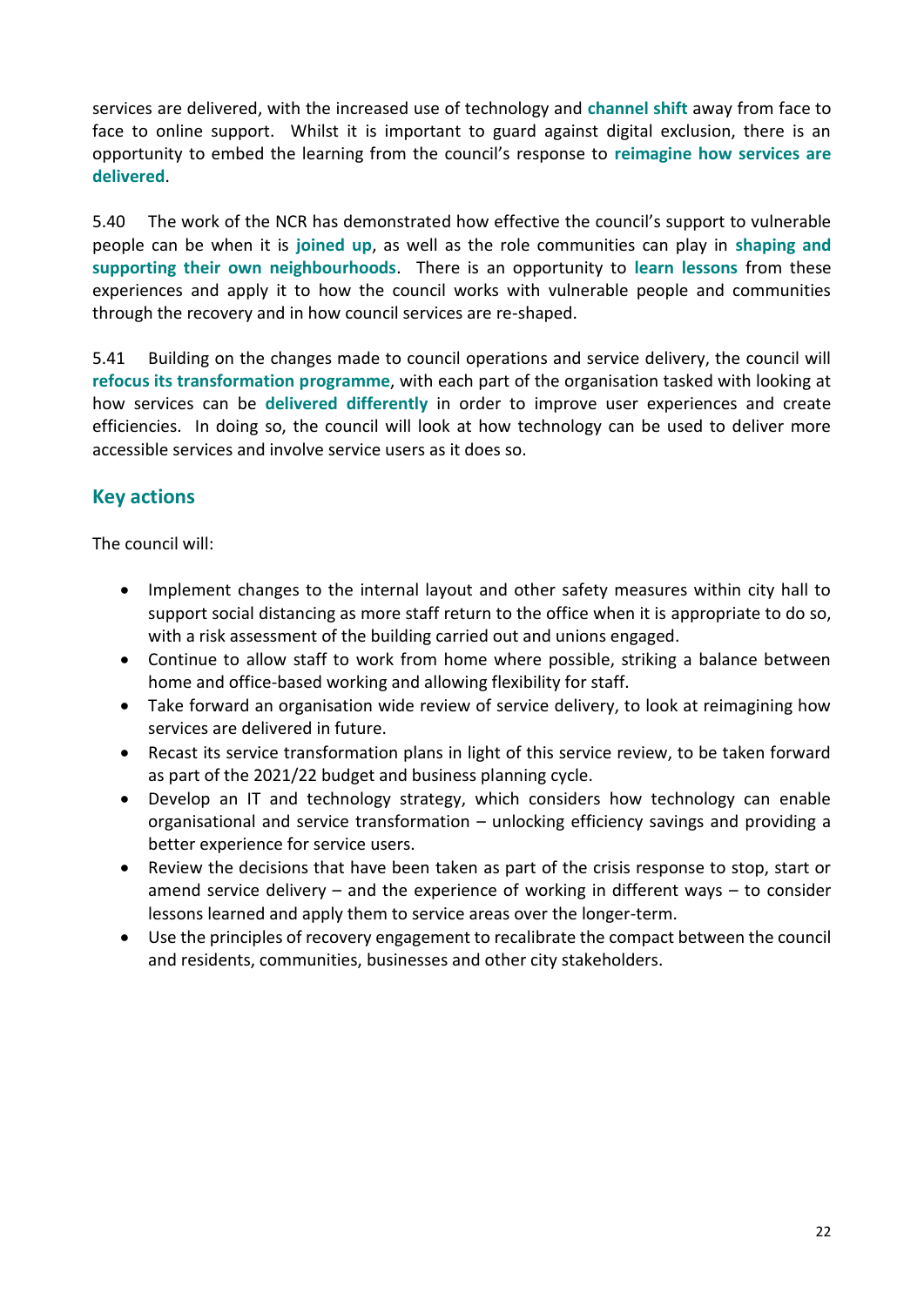services are delivered, with the increased use of technology and **channel shift** away from face to face to online support. Whilst it is important to guard against digital exclusion, there is an opportunity to embed the learning from the council's response to **reimagine how services are delivered**.

5.40 The work of the NCR has demonstrated how effective the council's support to vulnerable people can be when it is **joined up**, as well as the role communities can play in **shaping and supporting their own neighbourhoods**. There is an opportunity to **learn lessons** from these experiences and apply it to how the council works with vulnerable people and communities through the recovery and in how council services are re-shaped.

5.41 Building on the changes made to council operations and service delivery, the council will **refocus its transformation programme**, with each part of the organisation tasked with looking at how services can be **delivered differently** in order to improve user experiences and create efficiencies. In doing so, the council will look at how technology can be used to deliver more accessible services and involve service users as it does so.

## Key actions

The council will:

- Implement changes to the internal layout and other safety measures within city hall to support social distancing as more staff return to the office when it is appropriate to do so, with a risk assessment of the building carried out and unions engaged.
- Continue to allow staff to work from home where possible, striking a balance between home and office-based working and allowing flexibility for staff.
- Take forward an organisation wide review of service delivery, to look at reimagining how services are delivered in future.
- Recast its service transformation plans in light of this service review, to be taken forward as part of the 2021/22 budget and business planning cycle.
- Develop an IT and technology strategy, which considers how technology can enable organisational and service transformation – unlocking efficiency savings and providing a better experience for service users.
- Review the decisions that have been taken as part of the crisis response to stop, start or amend service delivery – and the experience of working in different ways – to consider lessons learned and apply them to service areas over the longer-term.
- Use the principles of recovery engagement to recalibrate the compact between the council and residents, communities, businesses and other city stakeholders.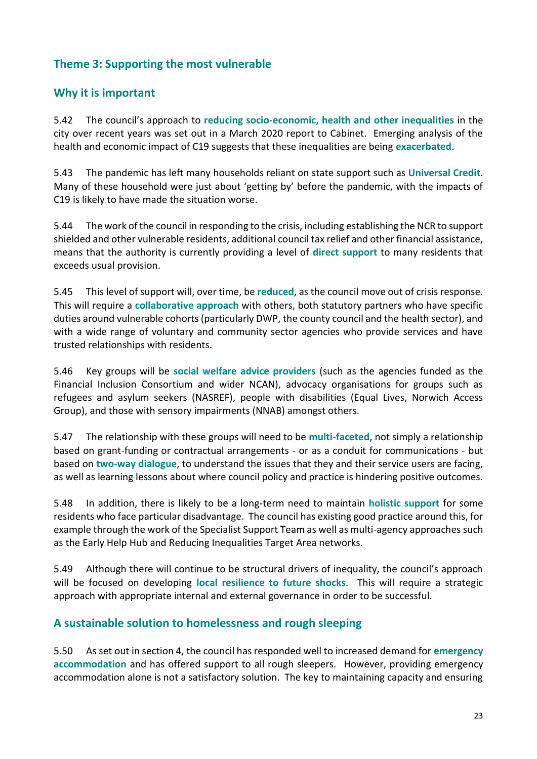## Theme 3: Supporting the most vulnerable

### Why it is important

5.42 The council's approach to **reducing socio-economic, health and other inequalities** in the city over recent years was set out in a March 2020 report to Cabinet. Emerging analysis of the health and economic impact of C19 suggests that these inequalities are being **exacerbated**.

5.43 The pandemic has left many households reliant on state support such as **Universal Credit**. Many of these household were just about 'getting by' before the pandemic, with the impacts of C19 is likely to have made the situation worse.

5.44 The work of the council in responding to the crisis, including establishing the NCR to support shielded and other vulnerable residents, additional council tax relief and other financial assistance, means that the authority is currently providing a level of **direct support** to many residents that exceeds usual provision.

5.45 This level of support will, over time, be **reduced**, as the council move out of crisis response. This will require a **collaborative approach** with others, both statutory partners who have specific duties around vulnerable cohorts (particularly DWP, the county council and the health sector), and with a wide range of voluntary and community sector agencies who provide services and have trusted relationships with residents.

5.46 Key groups will be **social welfare advice providers** (such as the agencies funded as the Financial Inclusion Consortium and wider NCAN), advocacy organisations for groups such as refugees and asylum seekers (NASREF), people with disabilities (Equal Lives, Norwich Access Group), and those with sensory impairments (NNAB) amongst others.

5.47 The relationship with these groups will need to be **multi-faceted**, not simply a relationship based on grant-funding or contractual arrangements - or as a conduit for communications - but based on **two-way dialogue**, to understand the issues that they and their service users are facing, as well as learning lessons about where council policy and practice is hindering positive outcomes.

5.48 In addition, there is likely to be a long-term need to maintain **holistic support** for some residents who face particular disadvantage. The council has existing good practice around this, for example through the work of the Specialist Support Team as well as multi-agency approaches such as the Early Help Hub and Reducing Inequalities Target Area networks.

5.49 Although there will continue to be structural drivers of inequality, the council's approach will be focused on developing **local resilience to future shocks**. This will require a strategic approach with appropriate internal and external governance in order to be successful.

### A sustainable solution to homelessness and rough sleeping

5.50 As set out in section 4, the council has responded well to increased demand for **emergency accommodation** and has offered support to all rough sleepers. However, providing emergency accommodation alone is not a satisfactory solution. The key to maintaining capacity and ensuring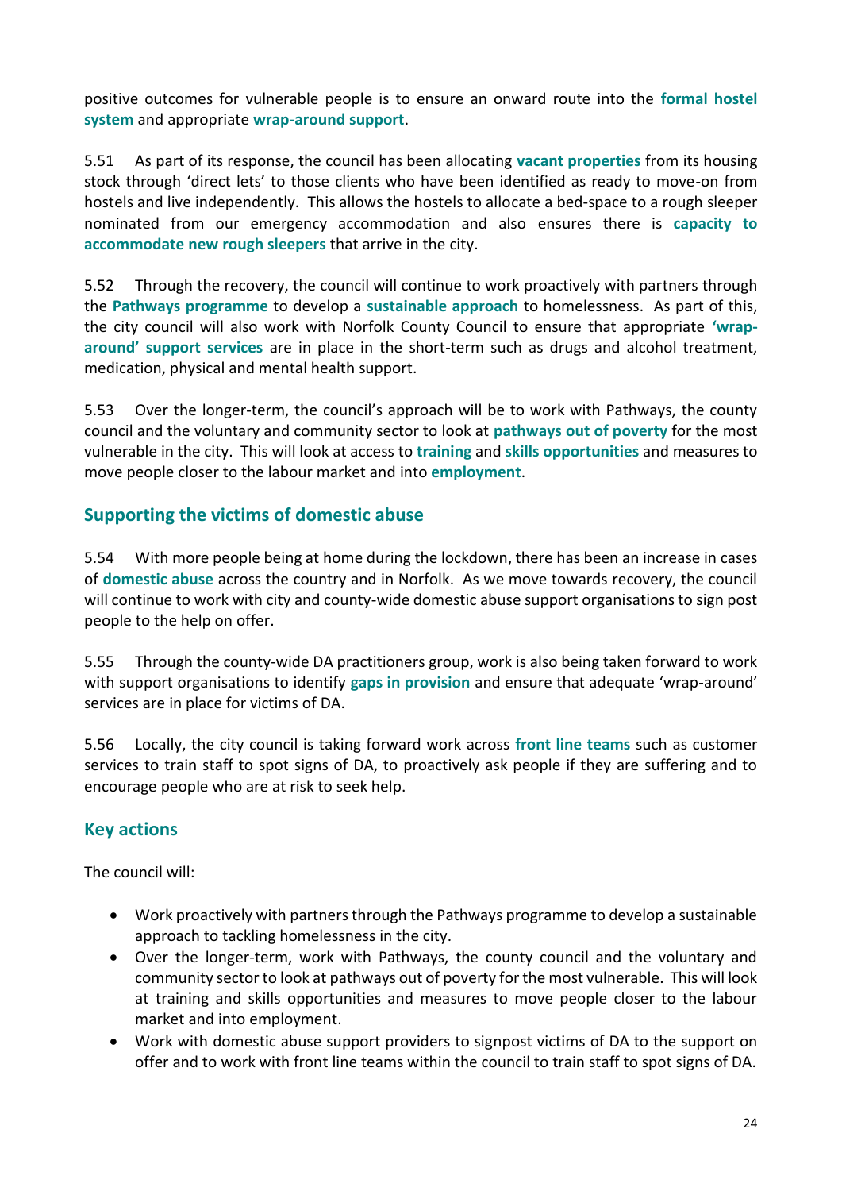positive outcomes for vulnerable people is to ensure an onward route into the **formal hostel system** and appropriate **wrap-around support**.

5.51 As part of its response, the council has been allocating **vacant properties** from its housing stock through 'direct lets' to those clients who have been identified as ready to move-on from hostels and live independently. This allows the hostels to allocate a bed-space to a rough sleeper nominated from our emergency accommodation and also ensures there is **capacity to accommodate new rough sleepers** that arrive in the city.

5.52 Through the recovery, the council will continue to work proactively with partners through the **Pathways programme** to develop a **sustainable approach** to homelessness. As part of this, the city council will also work with Norfolk County Council to ensure that appropriate **'wrap-around' support services** are in place in the short-term such as drugs and alcohol treatment, medication, physical and mental health support.

5.53 Over the longer-term, the council's approach will be to work with Pathways, the county council and the voluntary and community sector to look at **pathways out of poverty** for the most vulnerable in the city. This will look at access to **training** and **skills opportunities** and measures to move people closer to the labour market and into **employment**.

## Supporting the victims of domestic abuse

5.54 With more people being at home during the lockdown, there has been an increase in cases of **domestic abuse** across the country and in Norfolk. As we move towards recovery, the council will continue to work with city and county-wide domestic abuse support organisations to sign post people to the help on offer.

5.55 Through the county-wide DA practitioners group, work is also being taken forward to work with support organisations to identify **gaps in provision** and ensure that adequate 'wrap-around' services are in place for victims of DA.

5.56 Locally, the city council is taking forward work across **front line teams** such as customer services to train staff to spot signs of DA, to proactively ask people if they are suffering and to encourage people who are at risk to seek help.

## Key actions

The council will:

- Work proactively with partners through the Pathways programme to develop a sustainable approach to tackling homelessness in the city.
- Over the longer-term, work with Pathways, the county council and the voluntary and community sector to look at pathways out of poverty for the most vulnerable. This will look at training and skills opportunities and measures to move people closer to the labour market and into employment.
- Work with domestic abuse support providers to signpost victims of DA to the support on offer and to work with front line teams within the council to train staff to spot signs of DA.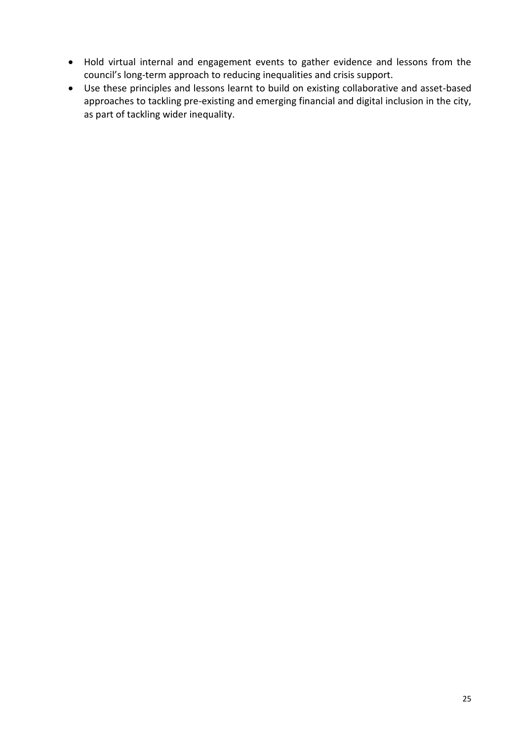- Hold virtual internal and engagement events to gather evidence and lessons from the council's long-term approach to reducing inequalities and crisis support.
- Use these principles and lessons learnt to build on existing collaborative and asset-based approaches to tackling pre-existing and emerging financial and digital inclusion in the city, as part of tackling wider inequality.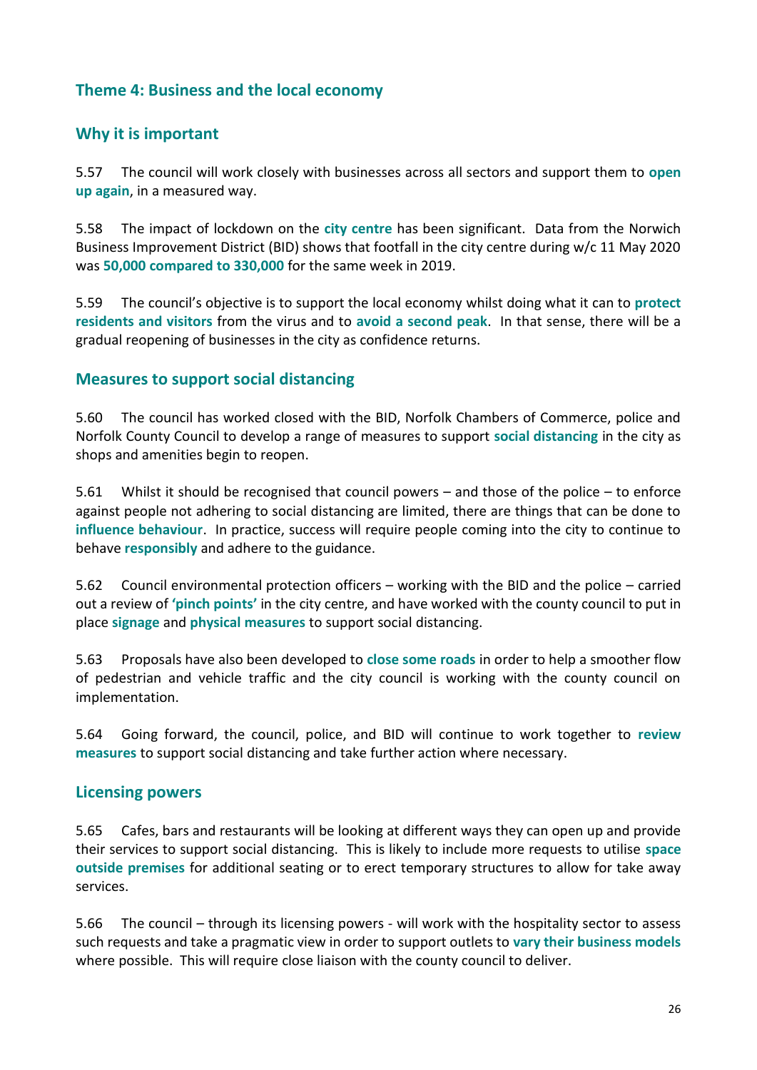## Theme 4: Business and the local economy

### Why it is important

5.57 The council will work closely with businesses across all sectors and support them to **open up again**, in a measured way.

5.58 The impact of lockdown on the **city centre** has been significant. Data from the Norwich Business Improvement District (BID) shows that footfall in the city centre during w/c 11 May 2020 was **50,000 compared to 330,000** for the same week in 2019.

5.59 The council's objective is to support the local economy whilst doing what it can to **protect residents and visitors** from the virus and to **avoid a second peak**. In that sense, there will be a gradual reopening of businesses in the city as confidence returns.

### Measures to support social distancing

5.60 The council has worked closed with the BID, Norfolk Chambers of Commerce, police and Norfolk County Council to develop a range of measures to support **social distancing** in the city as shops and amenities begin to reopen.

5.61 Whilst it should be recognised that council powers – and those of the police – to enforce against people not adhering to social distancing are limited, there are things that can be done to **influence behaviour**. In practice, success will require people coming into the city to continue to behave **responsibly** and adhere to the guidance.

5.62 Council environmental protection officers – working with the BID and the police – carried out a review of **'pinch points'** in the city centre, and have worked with the county council to put in place **signage** and **physical measures** to support social distancing.

5.63 Proposals have also been developed to **close some roads** in order to help a smoother flow of pedestrian and vehicle traffic and the city council is working with the county council on implementation.

5.64 Going forward, the council, police, and BID will continue to work together to **review measures** to support social distancing and take further action where necessary.

### Licensing powers

5.65 Cafes, bars and restaurants will be looking at different ways they can open up and provide their services to support social distancing. This is likely to include more requests to utilise **space outside premises** for additional seating or to erect temporary structures to allow for take away services.

5.66 The council – through its licensing powers - will work with the hospitality sector to assess such requests and take a pragmatic view in order to support outlets to **vary their business models** where possible. This will require close liaison with the county council to deliver.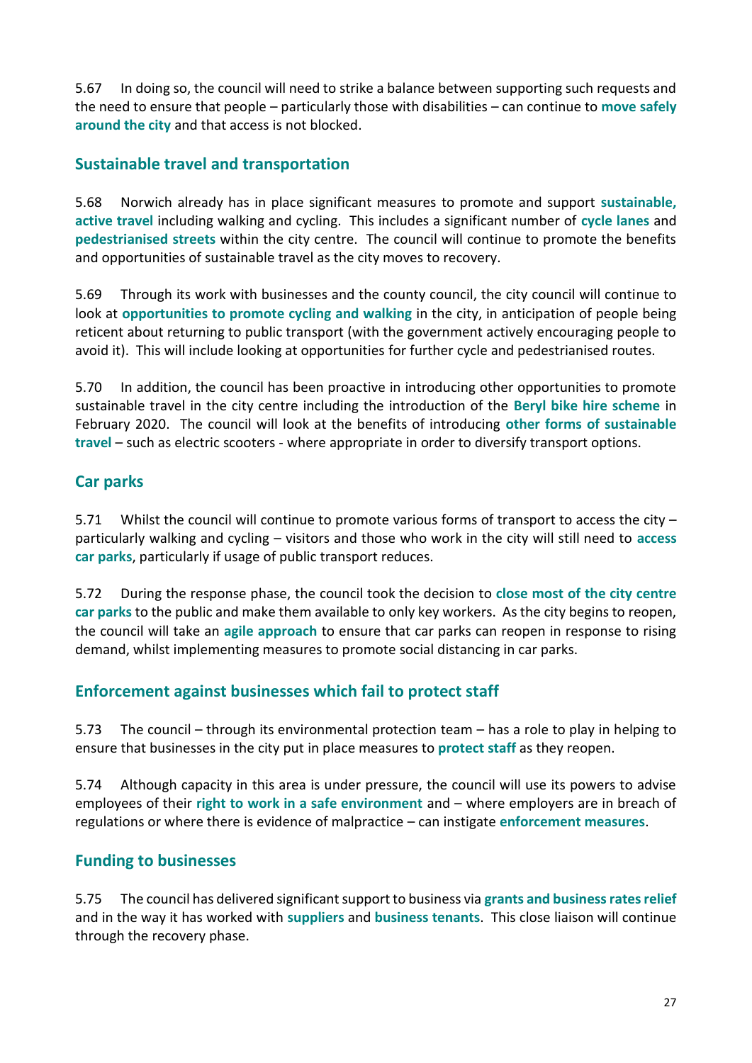5.67 In doing so, the council will need to strike a balance between supporting such requests and the need to ensure that people – particularly those with disabilities – can continue to **move safely around the city** and that access is not blocked.

## Sustainable travel and transportation

5.68 Norwich already has in place significant measures to promote and support **sustainable, active travel** including walking and cycling. This includes a significant number of **cycle lanes** and **pedestrianised streets** within the city centre. The council will continue to promote the benefits and opportunities of sustainable travel as the city moves to recovery.

5.69 Through its work with businesses and the county council, the city council will continue to look at **opportunities to promote cycling and walking** in the city, in anticipation of people being reticent about returning to public transport (with the government actively encouraging people to avoid it). This will include looking at opportunities for further cycle and pedestrianised routes.

5.70 In addition, the council has been proactive in introducing other opportunities to promote sustainable travel in the city centre including the introduction of the **Beryl bike hire scheme** in February 2020. The council will look at the benefits of introducing **other forms of sustainable travel** – such as electric scooters - where appropriate in order to diversify transport options.

## Car parks

5.71 Whilst the council will continue to promote various forms of transport to access the city – particularly walking and cycling – visitors and those who work in the city will still need to **access car parks**, particularly if usage of public transport reduces.

5.72 During the response phase, the council took the decision to **close most of the city centre car parks** to the public and make them available to only key workers. As the city begins to reopen, the council will take an **agile approach** to ensure that car parks can reopen in response to rising demand, whilst implementing measures to promote social distancing in car parks.

## Enforcement against businesses which fail to protect staff

5.73 The council – through its environmental protection team – has a role to play in helping to ensure that businesses in the city put in place measures to **protect staff** as they reopen.

5.74 Although capacity in this area is under pressure, the council will use its powers to advise employees of their **right to work in a safe environment** and – where employers are in breach of regulations or where there is evidence of malpractice – can instigate **enforcement measures**.

## Funding to businesses

5.75 The council has delivered significant support to business via **grants and business rates relief** and in the way it has worked with **suppliers** and **business tenants**. This close liaison will continue through the recovery phase.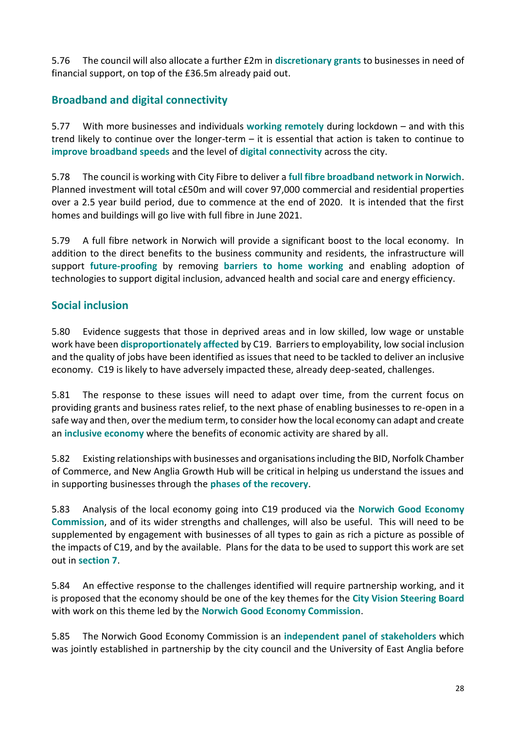5.76 The council will also allocate a further £2m in **discretionary grants** to businesses in need of financial support, on top of the £36.5m already paid out.

## Broadband and digital connectivity

5.77 With more businesses and individuals **working remotely** during lockdown – and with this trend likely to continue over the longer-term – it is essential that action is taken to continue to **improve broadband speeds** and the level of **digital connectivity** across the city.

5.78 The council is working with City Fibre to deliver a **full fibre broadband network in Norwich**. Planned investment will total c£50m and will cover 97,000 commercial and residential properties over a 2.5 year build period, due to commence at the end of 2020. It is intended that the first homes and buildings will go live with full fibre in June 2021.

5.79 A full fibre network in Norwich will provide a significant boost to the local economy. In addition to the direct benefits to the business community and residents, the infrastructure will support **future-proofing** by removing **barriers to home working** and enabling adoption of technologies to support digital inclusion, advanced health and social care and energy efficiency.

## Social inclusion

5.80 Evidence suggests that those in deprived areas and in low skilled, low wage or unstable work have been **disproportionately affected** by C19. Barriers to employability, low social inclusion and the quality of jobs have been identified as issues that need to be tackled to deliver an inclusive economy. C19 is likely to have adversely impacted these, already deep-seated, challenges.

5.81 The response to these issues will need to adapt over time, from the current focus on providing grants and business rates relief, to the next phase of enabling businesses to re-open in a safe way and then, over the medium term, to consider how the local economy can adapt and create an **inclusive economy** where the benefits of economic activity are shared by all.

5.82 Existing relationships with businesses and organisations including the BID, Norfolk Chamber of Commerce, and New Anglia Growth Hub will be critical in helping us understand the issues and in supporting businesses through the **phases of the recovery**.

5.83 Analysis of the local economy going into C19 produced via the **Norwich Good Economy Commission**, and of its wider strengths and challenges, will also be useful. This will need to be supplemented by engagement with businesses of all types to gain as rich a picture as possible of the impacts of C19, and by the available. Plans for the data to be used to support this work are set out in **section 7**.

5.84 An effective response to the challenges identified will require partnership working, and it is proposed that the economy should be one of the key themes for the **City Vision Steering Board** with work on this theme led by the **Norwich Good Economy Commission**.

5.85 The Norwich Good Economy Commission is an **independent panel of stakeholders** which was jointly established in partnership by the city council and the University of East Anglia before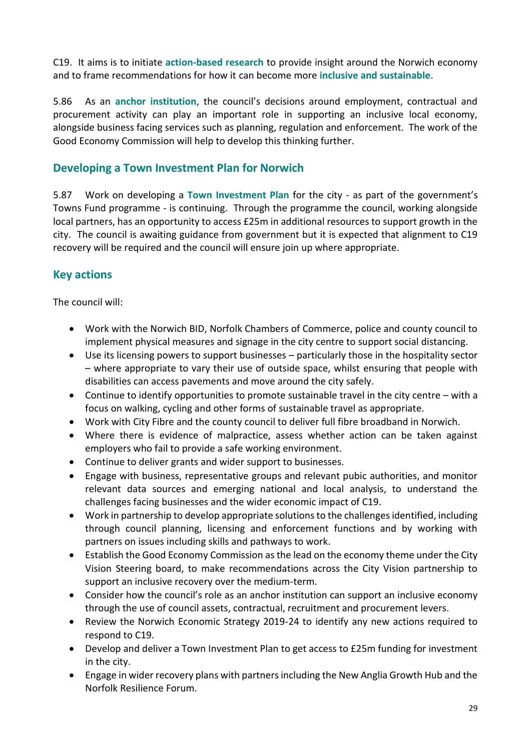C19. It aims is to initiate **action-based research** to provide insight around the Norwich economy and to frame recommendations for how it can become more **inclusive and sustainable**.

5.86 As an **anchor institution**, the council's decisions around employment, contractual and procurement activity can play an important role in supporting an inclusive local economy, alongside business facing services such as planning, regulation and enforcement. The work of the Good Economy Commission will help to develop this thinking further.

## Developing a Town Investment Plan for Norwich

5.87 Work on developing a **Town Investment Plan** for the city - as part of the government's Towns Fund programme - is continuing. Through the programme the council, working alongside local partners, has an opportunity to access £25m in additional resources to support growth in the city. The council is awaiting guidance from government but it is expected that alignment to C19 recovery will be required and the council will ensure join up where appropriate.

## Key actions

The council will:

- Work with the Norwich BID, Norfolk Chambers of Commerce, police and county council to implement physical measures and signage in the city centre to support social distancing.
- Use its licensing powers to support businesses – particularly those in the hospitality sector – where appropriate to vary their use of outside space, whilst ensuring that people with disabilities can access pavements and move around the city safely.
- Continue to identify opportunities to promote sustainable travel in the city centre – with a focus on walking, cycling and other forms of sustainable travel as appropriate.
- Work with City Fibre and the county council to deliver full fibre broadband in Norwich.
- Where there is evidence of malpractice, assess whether action can be taken against employers who fail to provide a safe working environment.
- Continue to deliver grants and wider support to businesses.
- Engage with business, representative groups and relevant pubic authorities, and monitor relevant data sources and emerging national and local analysis, to understand the challenges facing businesses and the wider economic impact of C19.
- Work in partnership to develop appropriate solutions to the challenges identified, including through council planning, licensing and enforcement functions and by working with partners on issues including skills and pathways to work.
- Establish the Good Economy Commission as the lead on the economy theme under the City Vision Steering board, to make recommendations across the City Vision partnership to support an inclusive recovery over the medium-term.
- Consider how the council's role as an anchor institution can support an inclusive economy through the use of council assets, contractual, recruitment and procurement levers.
- Review the Norwich Economic Strategy 2019-24 to identify any new actions required to respond to C19.
- Develop and deliver a Town Investment Plan to get access to £25m funding for investment in the city.
- Engage in wider recovery plans with partners including the New Anglia Growth Hub and the Norfolk Resilience Forum.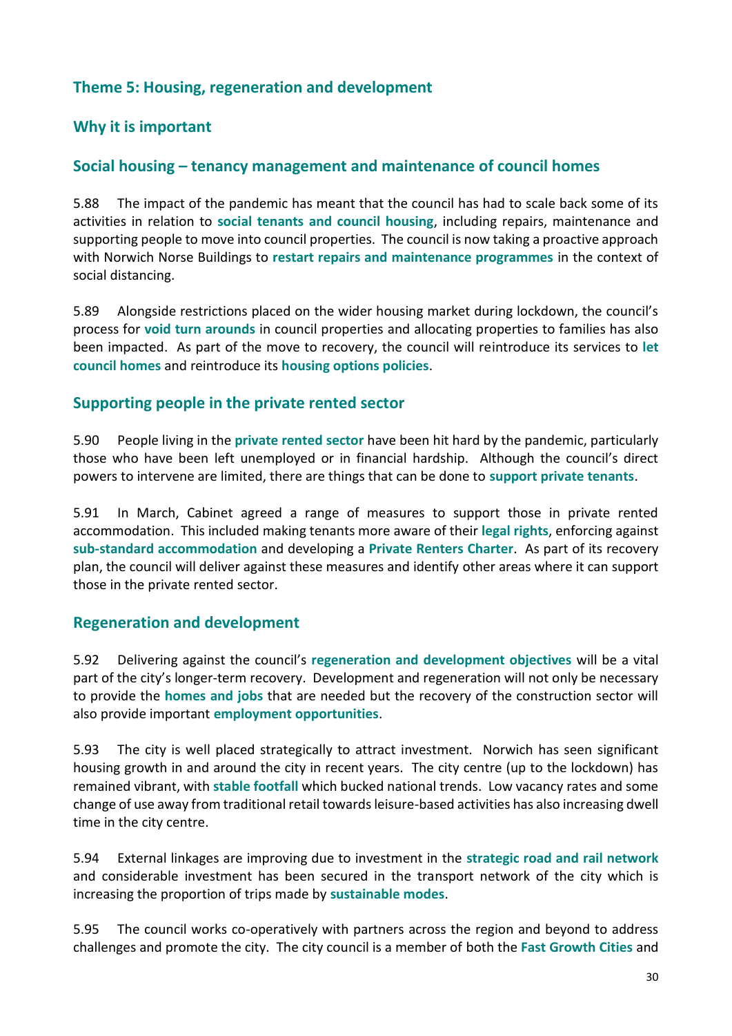## Theme 5: Housing, regeneration and development

### Why it is important

### Social housing – tenancy management and maintenance of council homes

5.88 The impact of the pandemic has meant that the council has had to scale back some of its activities in relation to **social tenants and council housing**, including repairs, maintenance and supporting people to move into council properties. The council is now taking a proactive approach with Norwich Norse Buildings to **restart repairs and maintenance programmes** in the context of social distancing.

5.89 Alongside restrictions placed on the wider housing market during lockdown, the council's process for **void turn arounds** in council properties and allocating properties to families has also been impacted. As part of the move to recovery, the council will reintroduce its services to **let council homes** and reintroduce its **housing options policies**.

### Supporting people in the private rented sector

5.90 People living in the **private rented sector** have been hit hard by the pandemic, particularly those who have been left unemployed or in financial hardship. Although the council's direct powers to intervene are limited, there are things that can be done to **support private tenants**.

5.91 In March, Cabinet agreed a range of measures to support those in private rented accommodation. This included making tenants more aware of their **legal rights**, enforcing against **sub-standard accommodation** and developing a **Private Renters Charter**. As part of its recovery plan, the council will deliver against these measures and identify other areas where it can support those in the private rented sector.

### Regeneration and development

5.92 Delivering against the council's **regeneration and development objectives** will be a vital part of the city's longer-term recovery. Development and regeneration will not only be necessary to provide the **homes and jobs** that are needed but the recovery of the construction sector will also provide important **employment opportunities**.

5.93 The city is well placed strategically to attract investment. Norwich has seen significant housing growth in and around the city in recent years. The city centre (up to the lockdown) has remained vibrant, with **stable footfall** which bucked national trends. Low vacancy rates and some change of use away from traditional retail towards leisure-based activities has also increasing dwell time in the city centre.

5.94 External linkages are improving due to investment in the **strategic road and rail network** and considerable investment has been secured in the transport network of the city which is increasing the proportion of trips made by **sustainable modes**.

5.95 The council works co-operatively with partners across the region and beyond to address challenges and promote the city. The city council is a member of both the **Fast Growth Cities** and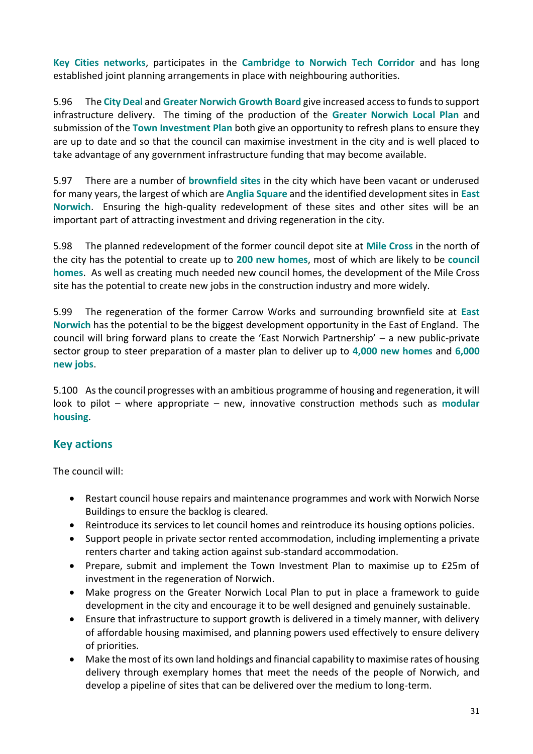**Key Cities networks**, participates in the **Cambridge to Norwich Tech Corridor** and has long established joint planning arrangements in place with neighbouring authorities.

5.96 The **City Deal** and **Greater Norwich Growth Board** give increased access to funds to support infrastructure delivery. The timing of the production of the **Greater Norwich Local Plan** and submission of the **Town Investment Plan** both give an opportunity to refresh plans to ensure they are up to date and so that the council can maximise investment in the city and is well placed to take advantage of any government infrastructure funding that may become available.

5.97 There are a number of **brownfield sites** in the city which have been vacant or underused for many years, the largest of which are **Anglia Square** and the identified development sites in **East Norwich**. Ensuring the high-quality redevelopment of these sites and other sites will be an important part of attracting investment and driving regeneration in the city.

5.98 The planned redevelopment of the former council depot site at **Mile Cross** in the north of the city has the potential to create up to **200 new homes**, most of which are likely to be **council homes**. As well as creating much needed new council homes, the development of the Mile Cross site has the potential to create new jobs in the construction industry and more widely.

5.99 The regeneration of the former Carrow Works and surrounding brownfield site at **East Norwich** has the potential to be the biggest development opportunity in the East of England. The council will bring forward plans to create the 'East Norwich Partnership' – a new public-private sector group to steer preparation of a master plan to deliver up to **4,000 new homes** and **6,000 new jobs**.

5.100 As the council progresses with an ambitious programme of housing and regeneration, it will look to pilot – where appropriate – new, innovative construction methods such as **modular housing**.

## Key actions

The council will:

- Restart council house repairs and maintenance programmes and work with Norwich Norse Buildings to ensure the backlog is cleared.
- Reintroduce its services to let council homes and reintroduce its housing options policies.
- Support people in private sector rented accommodation, including implementing a private renters charter and taking action against sub-standard accommodation.
- Prepare, submit and implement the Town Investment Plan to maximise up to £25m of investment in the regeneration of Norwich.
- Make progress on the Greater Norwich Local Plan to put in place a framework to guide development in the city and encourage it to be well designed and genuinely sustainable.
- Ensure that infrastructure to support growth is delivered in a timely manner, with delivery of affordable housing maximised, and planning powers used effectively to ensure delivery of priorities.
- Make the most of its own land holdings and financial capability to maximise rates of housing delivery through exemplary homes that meet the needs of the people of Norwich, and develop a pipeline of sites that can be delivered over the medium to long-term.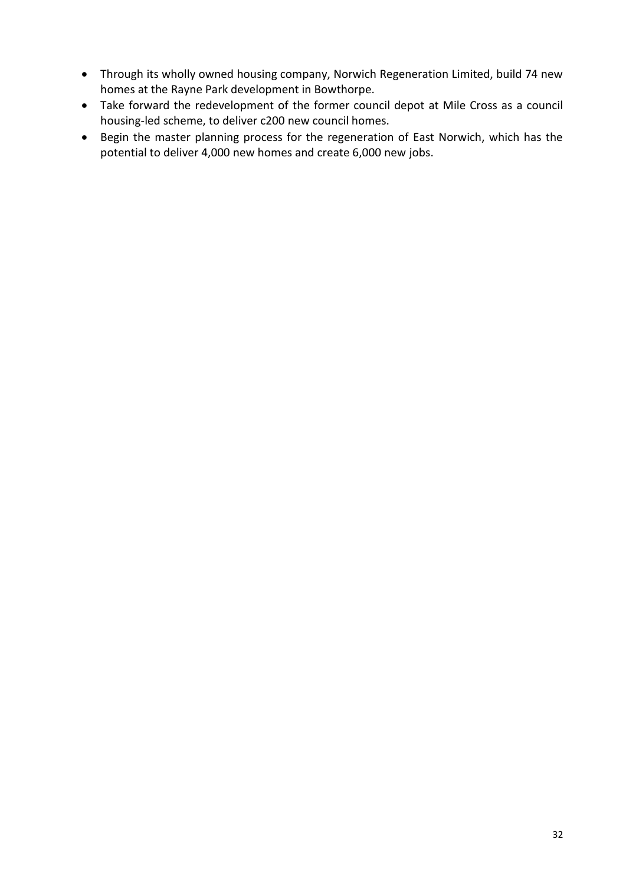- Through its wholly owned housing company, Norwich Regeneration Limited, build 74 new homes at the Rayne Park development in Bowthorpe.
- Take forward the redevelopment of the former council depot at Mile Cross as a council housing-led scheme, to deliver c200 new council homes.
- Begin the master planning process for the regeneration of East Norwich, which has the potential to deliver 4,000 new homes and create 6,000 new jobs.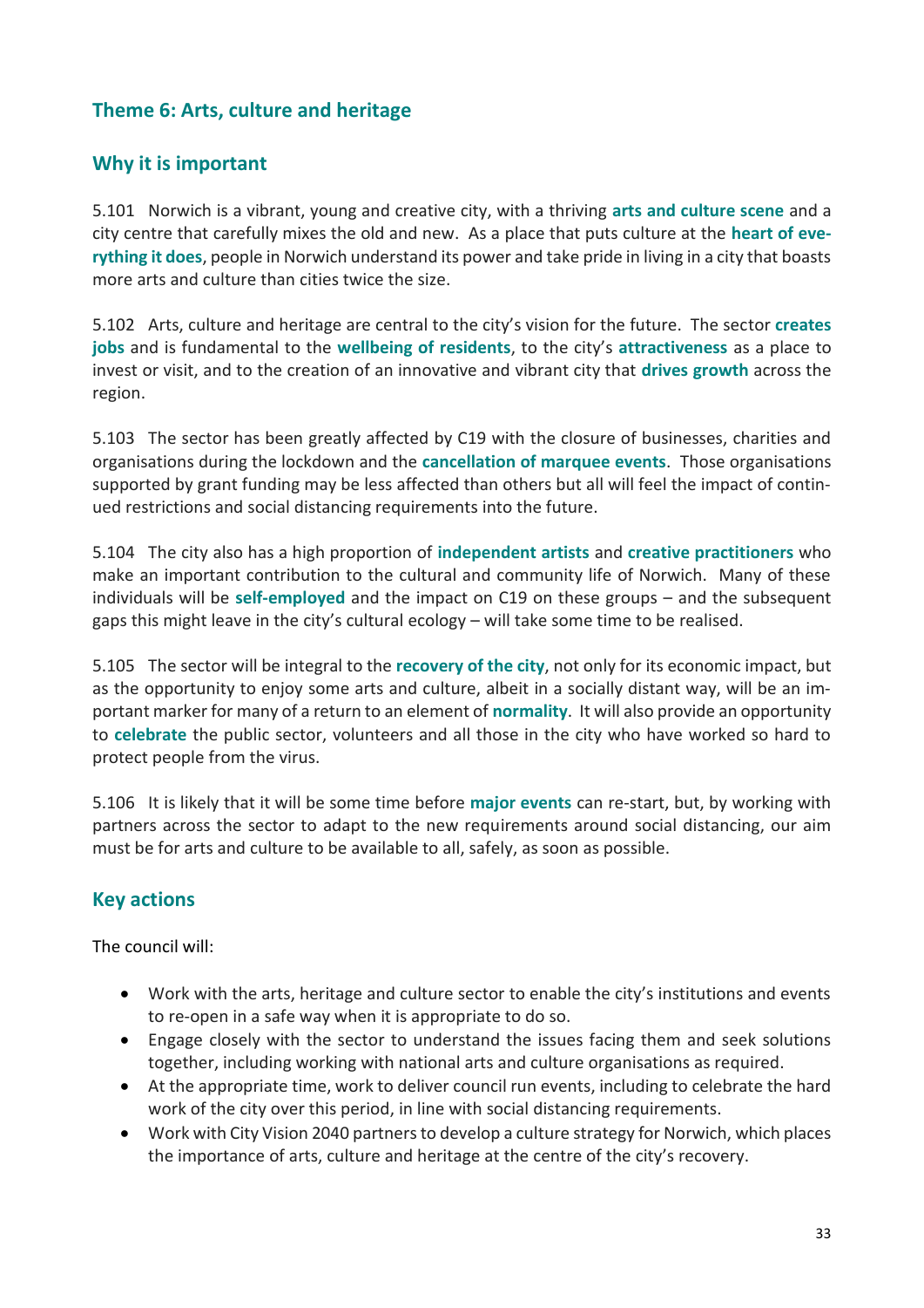## Theme 6: Arts, culture and heritage

### Why it is important

5.101 Norwich is a vibrant, young and creative city, with a thriving **arts and culture scene** and a city centre that carefully mixes the old and new. As a place that puts culture at the **heart of everything it does**, people in Norwich understand its power and take pride in living in a city that boasts more arts and culture than cities twice the size.

5.102 Arts, culture and heritage are central to the city's vision for the future. The sector **creates jobs** and is fundamental to the **wellbeing of residents**, to the city's **attractiveness** as a place to invest or visit, and to the creation of an innovative and vibrant city that **drives growth** across the region.

5.103 The sector has been greatly affected by C19 with the closure of businesses, charities and organisations during the lockdown and the **cancellation of marquee events**. Those organisations supported by grant funding may be less affected than others but all will feel the impact of continued restrictions and social distancing requirements into the future.

5.104 The city also has a high proportion of **independent artists** and **creative practitioners** who make an important contribution to the cultural and community life of Norwich. Many of these individuals will be **self-employed** and the impact on C19 on these groups – and the subsequent gaps this might leave in the city's cultural ecology – will take some time to be realised.

5.105 The sector will be integral to the **recovery of the city**, not only for its economic impact, but as the opportunity to enjoy some arts and culture, albeit in a socially distant way, will be an important marker for many of a return to an element of **normality**. It will also provide an opportunity to **celebrate** the public sector, volunteers and all those in the city who have worked so hard to protect people from the virus.

5.106 It is likely that it will be some time before **major events** can re-start, but, by working with partners across the sector to adapt to the new requirements around social distancing, our aim must be for arts and culture to be available to all, safely, as soon as possible.

### Key actions

The council will:

- Work with the arts, heritage and culture sector to enable the city's institutions and events to re-open in a safe way when it is appropriate to do so.
- Engage closely with the sector to understand the issues facing them and seek solutions together, including working with national arts and culture organisations as required.
- At the appropriate time, work to deliver council run events, including to celebrate the hard work of the city over this period, in line with social distancing requirements.
- Work with City Vision 2040 partners to develop a culture strategy for Norwich, which places the importance of arts, culture and heritage at the centre of the city's recovery.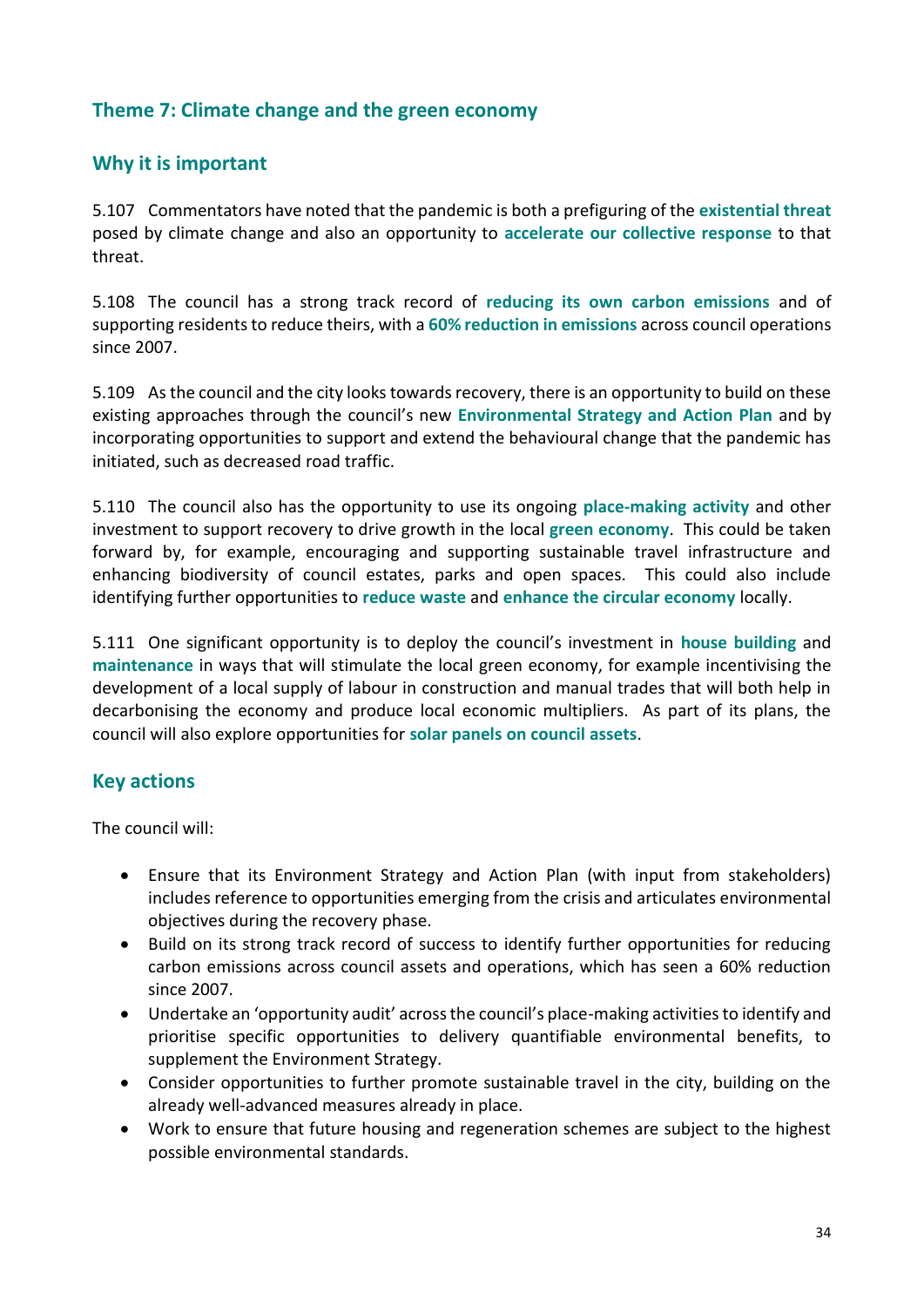## Theme 7: Climate change and the green economy

### Why it is important

5.107 Commentators have noted that the pandemic is both a prefiguring of the **existential threat** posed by climate change and also an opportunity to **accelerate our collective response** to that threat.

5.108 The council has a strong track record of **reducing its own carbon emissions** and of supporting residents to reduce theirs, with a **60% reduction in emissions** across council operations since 2007.

5.109 As the council and the city looks towards recovery, there is an opportunity to build on these existing approaches through the council's new **Environmental Strategy and Action Plan** and by incorporating opportunities to support and extend the behavioural change that the pandemic has initiated, such as decreased road traffic.

5.110 The council also has the opportunity to use its ongoing **place-making activity** and other investment to support recovery to drive growth in the local **green economy**. This could be taken forward by, for example, encouraging and supporting sustainable travel infrastructure and enhancing biodiversity of council estates, parks and open spaces. This could also include identifying further opportunities to **reduce waste** and **enhance the circular economy** locally.

5.111 One significant opportunity is to deploy the council's investment in **house building** and **maintenance** in ways that will stimulate the local green economy, for example incentivising the development of a local supply of labour in construction and manual trades that will both help in decarbonising the economy and produce local economic multipliers. As part of its plans, the council will also explore opportunities for **solar panels on council assets**.

### Key actions

The council will:

- Ensure that its Environment Strategy and Action Plan (with input from stakeholders) includes reference to opportunities emerging from the crisis and articulates environmental objectives during the recovery phase.
- Build on its strong track record of success to identify further opportunities for reducing carbon emissions across council assets and operations, which has seen a 60% reduction since 2007.
- Undertake an 'opportunity audit' across the council's place-making activities to identify and prioritise specific opportunities to delivery quantifiable environmental benefits, to supplement the Environment Strategy.
- Consider opportunities to further promote sustainable travel in the city, building on the already well-advanced measures already in place.
- Work to ensure that future housing and regeneration schemes are subject to the highest possible environmental standards.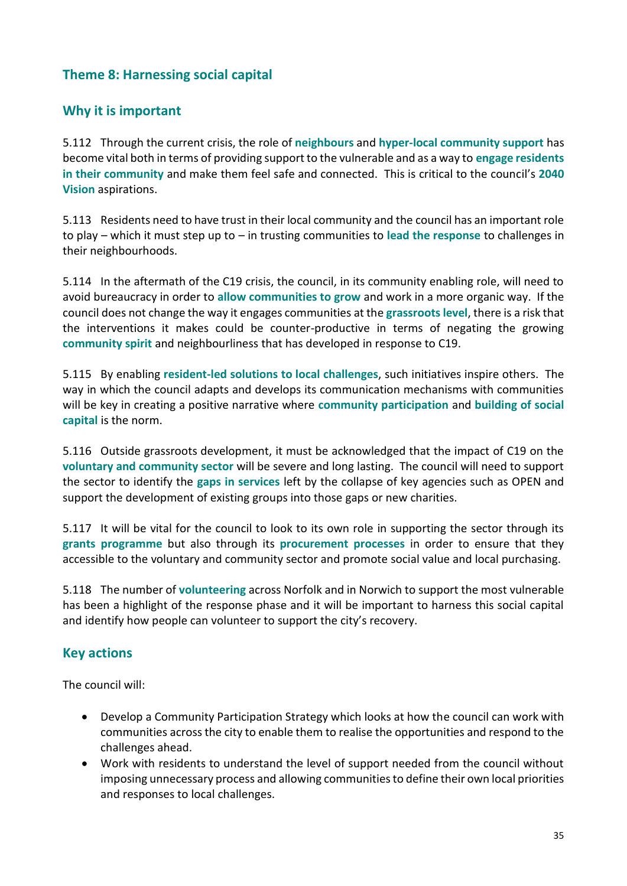## Theme 8: Harnessing social capital

### Why it is important

5.112 Through the current crisis, the role of **neighbours** and **hyper-local community support** has become vital both in terms of providing support to the vulnerable and as a way to **engage residents in their community** and make them feel safe and connected. This is critical to the council's **2040 Vision** aspirations.

5.113 Residents need to have trust in their local community and the council has an important role to play – which it must step up to – in trusting communities to **lead the response** to challenges in their neighbourhoods.

5.114 In the aftermath of the C19 crisis, the council, in its community enabling role, will need to avoid bureaucracy in order to **allow communities to grow** and work in a more organic way. If the council does not change the way it engages communities at the **grassroots level**, there is a risk that the interventions it makes could be counter-productive in terms of negating the growing **community spirit** and neighbourliness that has developed in response to C19.

5.115 By enabling **resident-led solutions to local challenges**, such initiatives inspire others. The way in which the council adapts and develops its communication mechanisms with communities will be key in creating a positive narrative where **community participation** and **building of social capital** is the norm.

5.116 Outside grassroots development, it must be acknowledged that the impact of C19 on the **voluntary and community sector** will be severe and long lasting. The council will need to support the sector to identify the **gaps in services** left by the collapse of key agencies such as OPEN and support the development of existing groups into those gaps or new charities.

5.117 It will be vital for the council to look to its own role in supporting the sector through its **grants programme** but also through its **procurement processes** in order to ensure that they accessible to the voluntary and community sector and promote social value and local purchasing.

5.118 The number of **volunteering** across Norfolk and in Norwich to support the most vulnerable has been a highlight of the response phase and it will be important to harness this social capital and identify how people can volunteer to support the city's recovery.

### Key actions

The council will:

- Develop a Community Participation Strategy which looks at how the council can work with communities across the city to enable them to realise the opportunities and respond to the challenges ahead.
- Work with residents to understand the level of support needed from the council without imposing unnecessary process and allowing communities to define their own local priorities and responses to local challenges.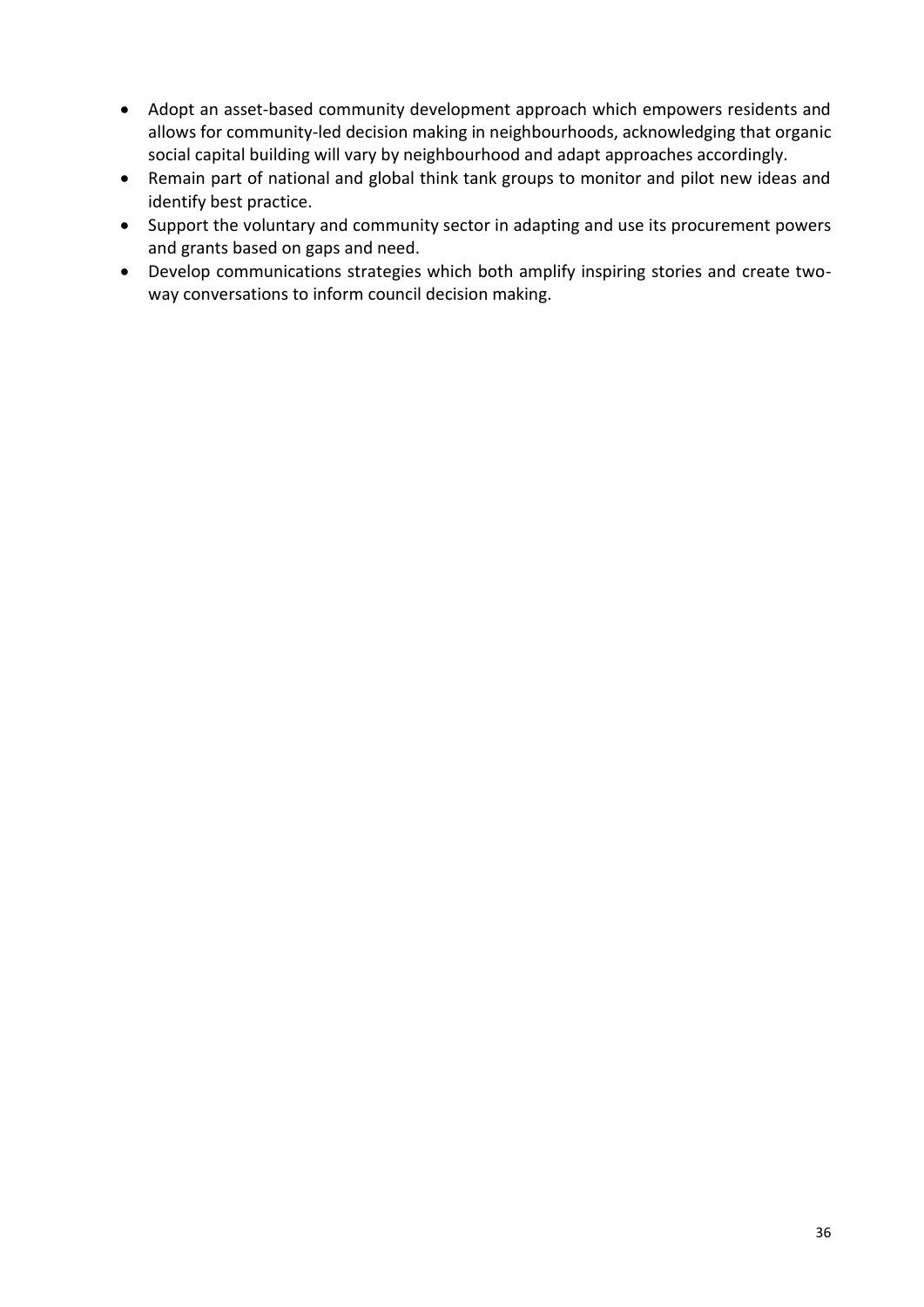- Adopt an asset-based community development approach which empowers residents and allows for community-led decision making in neighbourhoods, acknowledging that organic social capital building will vary by neighbourhood and adapt approaches accordingly.
- Remain part of national and global think tank groups to monitor and pilot new ideas and identify best practice.
- Support the voluntary and community sector in adapting and use its procurement powers and grants based on gaps and need.
- Develop communications strategies which both amplify inspiring stories and create two-way conversations to inform council decision making.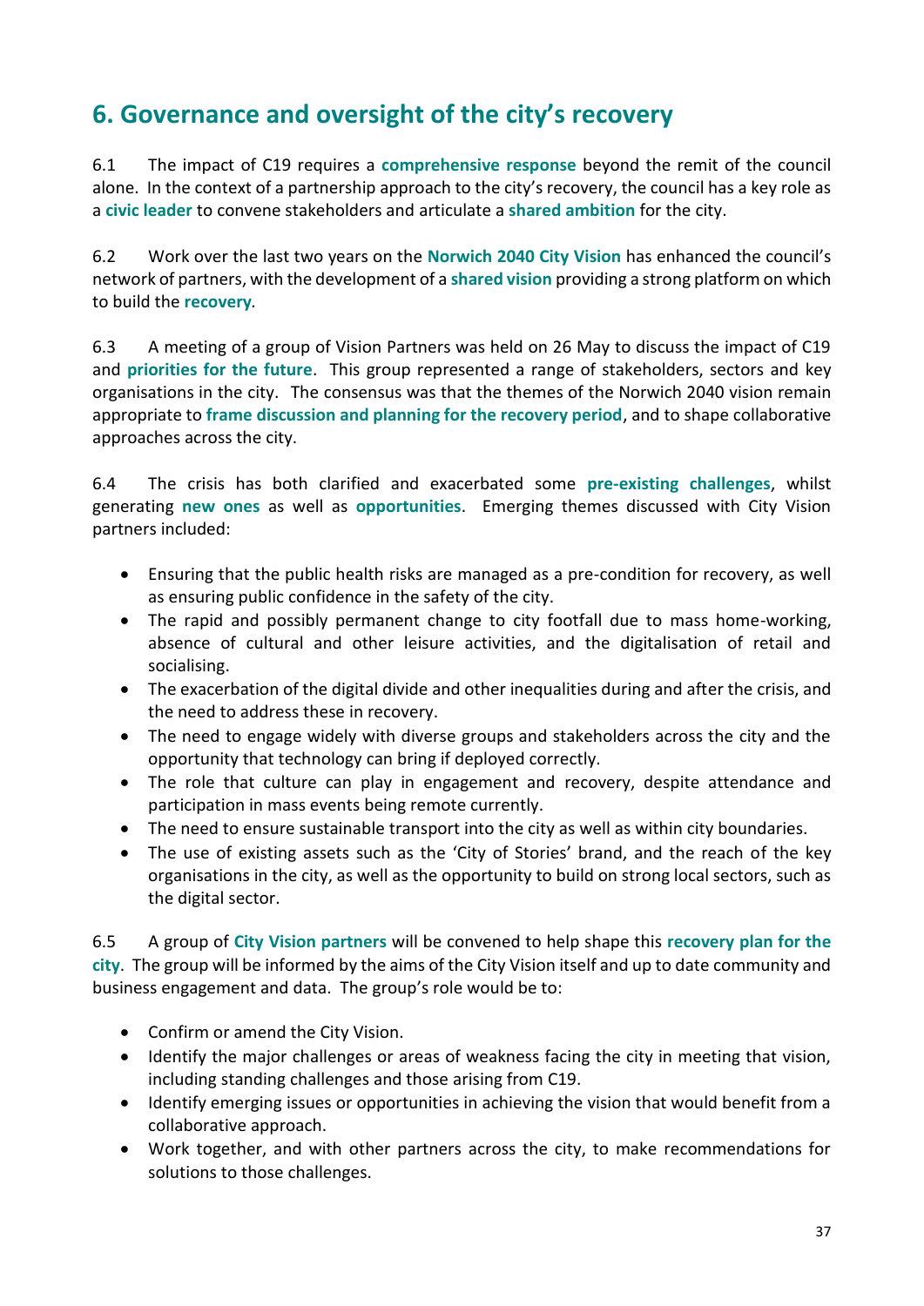## 6. Governance and oversight of the city's recovery

6.1 The impact of C19 requires a **comprehensive response** beyond the remit of the council alone. In the context of a partnership approach to the city's recovery, the council has a key role as a **civic leader** to convene stakeholders and articulate a **shared ambition** for the city.

6.2 Work over the last two years on the **Norwich 2040 City Vision** has enhanced the council's network of partners, with the development of a **shared vision** providing a strong platform on which to build the **recovery**.

6.3 A meeting of a group of Vision Partners was held on 26 May to discuss the impact of C19 and **priorities for the future**. This group represented a range of stakeholders, sectors and key organisations in the city. The consensus was that the themes of the Norwich 2040 vision remain appropriate to **frame discussion and planning for the recovery period**, and to shape collaborative approaches across the city.

6.4 The crisis has both clarified and exacerbated some **pre-existing challenges**, whilst generating **new ones** as well as **opportunities**. Emerging themes discussed with City Vision partners included:

- Ensuring that the public health risks are managed as a pre-condition for recovery, as well as ensuring public confidence in the safety of the city.
- The rapid and possibly permanent change to city footfall due to mass home-working, absence of cultural and other leisure activities, and the digitalisation of retail and socialising.
- The exacerbation of the digital divide and other inequalities during and after the crisis, and the need to address these in recovery.
- The need to engage widely with diverse groups and stakeholders across the city and the opportunity that technology can bring if deployed correctly.
- The role that culture can play in engagement and recovery, despite attendance and participation in mass events being remote currently.
- The need to ensure sustainable transport into the city as well as within city boundaries.
- The use of existing assets such as the 'City of Stories' brand, and the reach of the key organisations in the city, as well as the opportunity to build on strong local sectors, such as the digital sector.

6.5 A group of **City Vision partners** will be convened to help shape this **recovery plan for the city**. The group will be informed by the aims of the City Vision itself and up to date community and business engagement and data. The group's role would be to:

- Confirm or amend the City Vision.
- Identify the major challenges or areas of weakness facing the city in meeting that vision, including standing challenges and those arising from C19.
- Identify emerging issues or opportunities in achieving the vision that would benefit from a collaborative approach.
- Work together, and with other partners across the city, to make recommendations for solutions to those challenges.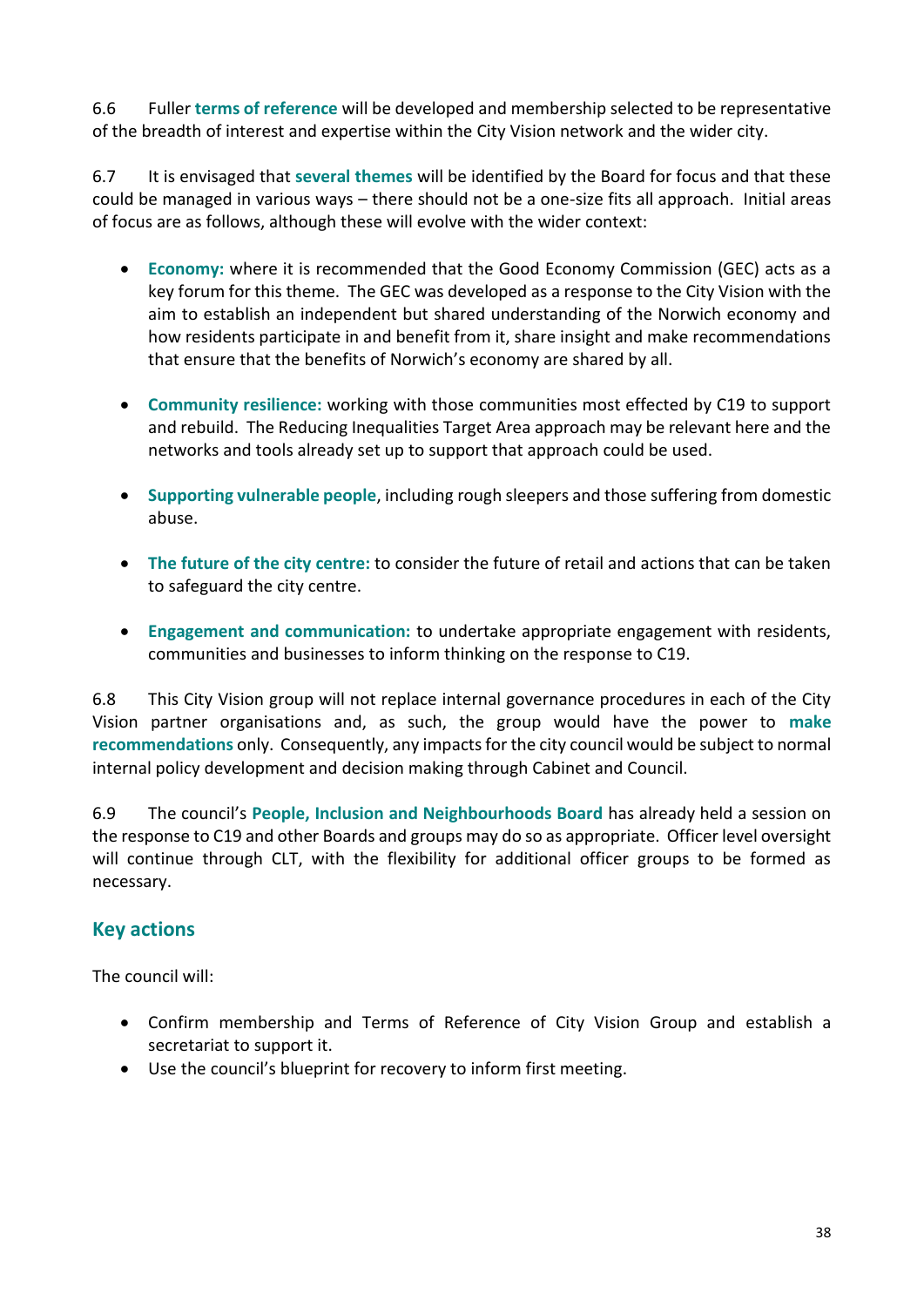6.6 Fuller **terms of reference** will be developed and membership selected to be representative of the breadth of interest and expertise within the City Vision network and the wider city.

6.7 It is envisaged that **several themes** will be identified by the Board for focus and that these could be managed in various ways – there should not be a one-size fits all approach. Initial areas of focus are as follows, although these will evolve with the wider context:

- **Economy:** where it is recommended that the Good Economy Commission (GEC) acts as a key forum for this theme. The GEC was developed as a response to the City Vision with the aim to establish an independent but shared understanding of the Norwich economy and how residents participate in and benefit from it, share insight and make recommendations that ensure that the benefits of Norwich's economy are shared by all.

- **Community resilience:** working with those communities most effected by C19 to support and rebuild. The Reducing Inequalities Target Area approach may be relevant here and the networks and tools already set up to support that approach could be used.

- **Supporting vulnerable people**, including rough sleepers and those suffering from domestic abuse.

- **The future of the city centre:** to consider the future of retail and actions that can be taken to safeguard the city centre.

- **Engagement and communication:** to undertake appropriate engagement with residents, communities and businesses to inform thinking on the response to C19.

6.8 This City Vision group will not replace internal governance procedures in each of the City Vision partner organisations and, as such, the group would have the power to **make recommendations** only. Consequently, any impacts for the city council would be subject to normal internal policy development and decision making through Cabinet and Council.

6.9 The council's **People, Inclusion and Neighbourhoods Board** has already held a session on the response to C19 and other Boards and groups may do so as appropriate. Officer level oversight will continue through CLT, with the flexibility for additional officer groups to be formed as necessary.

## Key actions

The council will:

- Confirm membership and Terms of Reference of City Vision Group and establish a secretariat to support it.
- Use the council's blueprint for recovery to inform first meeting.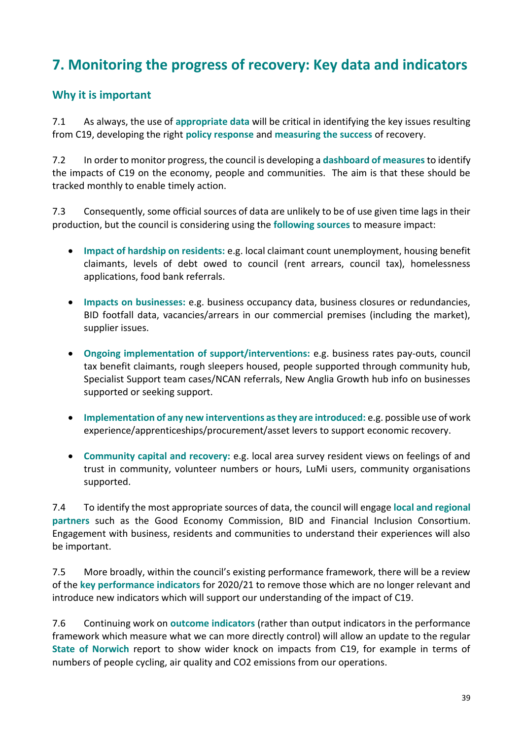## 7. Monitoring the progress of recovery: Key data and indicators

### Why it is important

7.1 As always, the use of **appropriate data** will be critical in identifying the key issues resulting from C19, developing the right **policy response** and **measuring the success** of recovery.

7.2 In order to monitor progress, the council is developing a **dashboard of measures** to identify the impacts of C19 on the economy, people and communities. The aim is that these should be tracked monthly to enable timely action.

7.3 Consequently, some official sources of data are unlikely to be of use given time lags in their production, but the council is considering using the **following sources** to measure impact:

- **Impact of hardship on residents:** e.g. local claimant count unemployment, housing benefit claimants, levels of debt owed to council (rent arrears, council tax), homelessness applications, food bank referrals.

- **Impacts on businesses:** e.g. business occupancy data, business closures or redundancies, BID footfall data, vacancies/arrears in our commercial premises (including the market), supplier issues.

- **Ongoing implementation of support/interventions:** e.g. business rates pay-outs, council tax benefit claimants, rough sleepers housed, people supported through community hub, Specialist Support team cases/NCAN referrals, New Anglia Growth hub info on businesses supported or seeking support.

- **Implementation of any new interventions as they are introduced:** e.g. possible use of work experience/apprenticeships/procurement/asset levers to support economic recovery.

- **Community capital and recovery:** e.g. local area survey resident views on feelings of and trust in community, volunteer numbers or hours, LuMi users, community organisations supported.

7.4 To identify the most appropriate sources of data, the council will engage **local and regional partners** such as the Good Economy Commission, BID and Financial Inclusion Consortium. Engagement with business, residents and communities to understand their experiences will also be important.

7.5 More broadly, within the council's existing performance framework, there will be a review of the **key performance indicators** for 2020/21 to remove those which are no longer relevant and introduce new indicators which will support our understanding of the impact of C19.

7.6 Continuing work on **outcome indicators** (rather than output indicators in the performance framework which measure what we can more directly control) will allow an update to the regular **State of Norwich** report to show wider knock on impacts from C19, for example in terms of numbers of people cycling, air quality and CO2 emissions from our operations.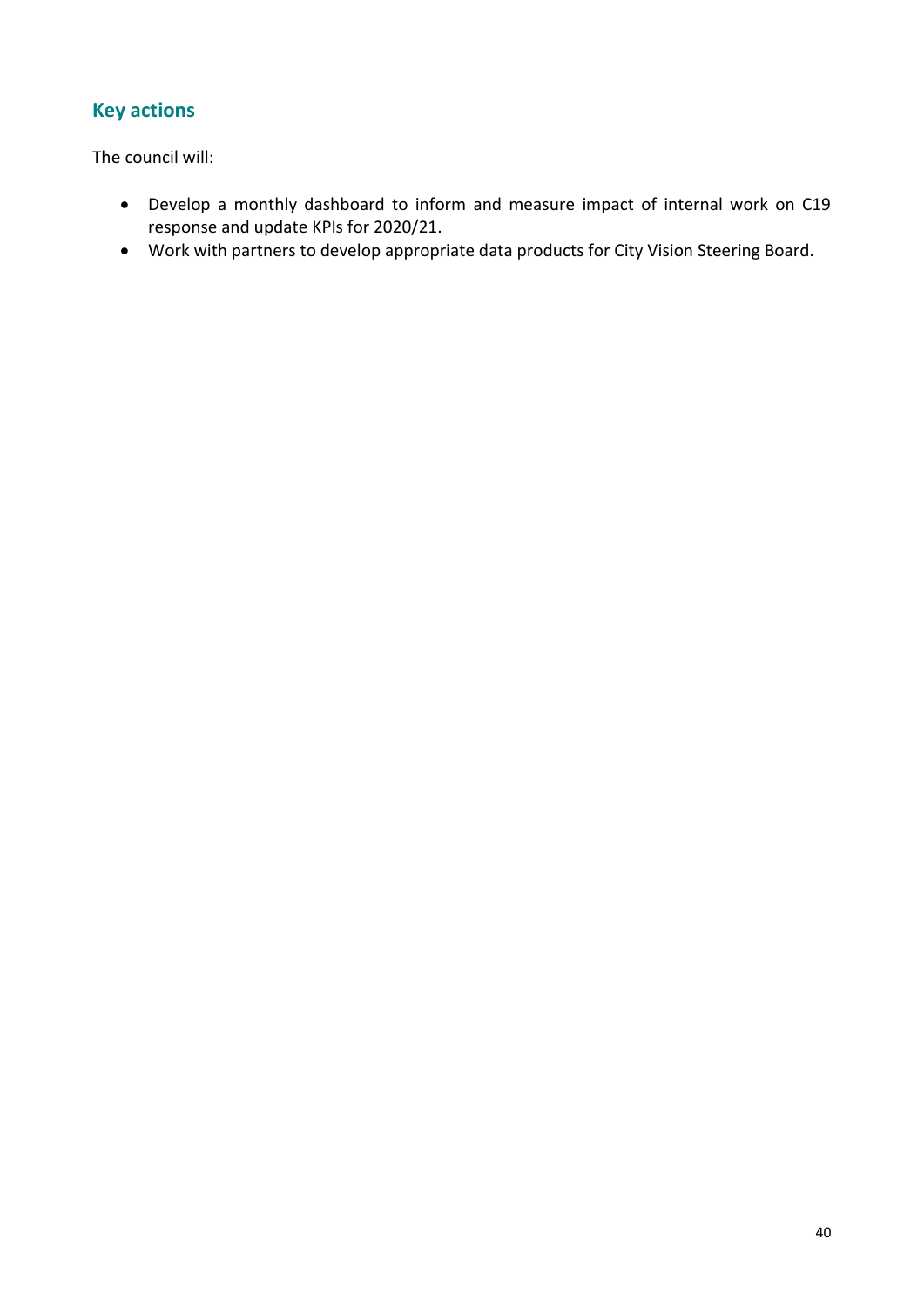## Key actions

The council will:

- Develop a monthly dashboard to inform and measure impact of internal work on C19 response and update KPIs for 2020/21.
- Work with partners to develop appropriate data products for City Vision Steering Board.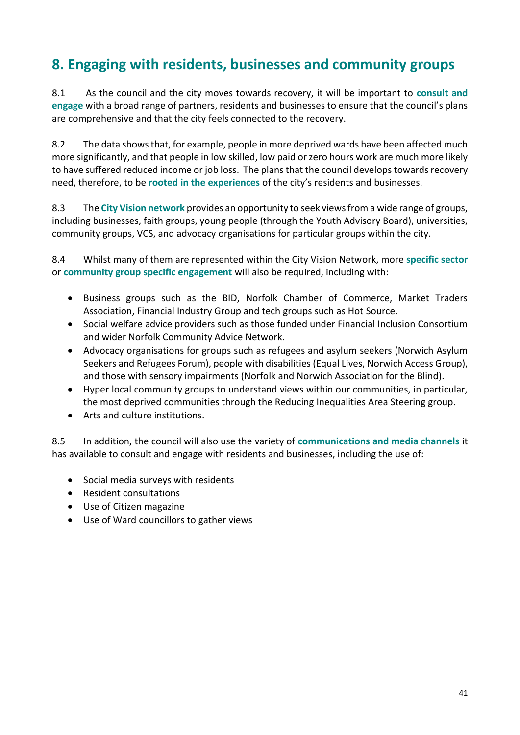## 8. Engaging with residents, businesses and community groups

8.1 As the council and the city moves towards recovery, it will be important to **consult and engage** with a broad range of partners, residents and businesses to ensure that the council's plans are comprehensive and that the city feels connected to the recovery.

8.2 The data shows that, for example, people in more deprived wards have been affected much more significantly, and that people in low skilled, low paid or zero hours work are much more likely to have suffered reduced income or job loss. The plans that the council develops towards recovery need, therefore, to be **rooted in the experiences** of the city's residents and businesses.

8.3 The **City Vision network** provides an opportunity to seek views from a wide range of groups, including businesses, faith groups, young people (through the Youth Advisory Board), universities, community groups, VCS, and advocacy organisations for particular groups within the city.

8.4 Whilst many of them are represented within the City Vision Network, more **specific sector** or **community group specific engagement** will also be required, including with:

- Business groups such as the BID, Norfolk Chamber of Commerce, Market Traders Association, Financial Industry Group and tech groups such as Hot Source.
- Social welfare advice providers such as those funded under Financial Inclusion Consortium and wider Norfolk Community Advice Network.
- Advocacy organisations for groups such as refugees and asylum seekers (Norwich Asylum Seekers and Refugees Forum), people with disabilities (Equal Lives, Norwich Access Group), and those with sensory impairments (Norfolk and Norwich Association for the Blind).
- Hyper local community groups to understand views within our communities, in particular, the most deprived communities through the Reducing Inequalities Area Steering group.
- Arts and culture institutions.

8.5 In addition, the council will also use the variety of **communications and media channels** it has available to consult and engage with residents and businesses, including the use of:

- Social media surveys with residents
- Resident consultations
- Use of Citizen magazine
- Use of Ward councillors to gather views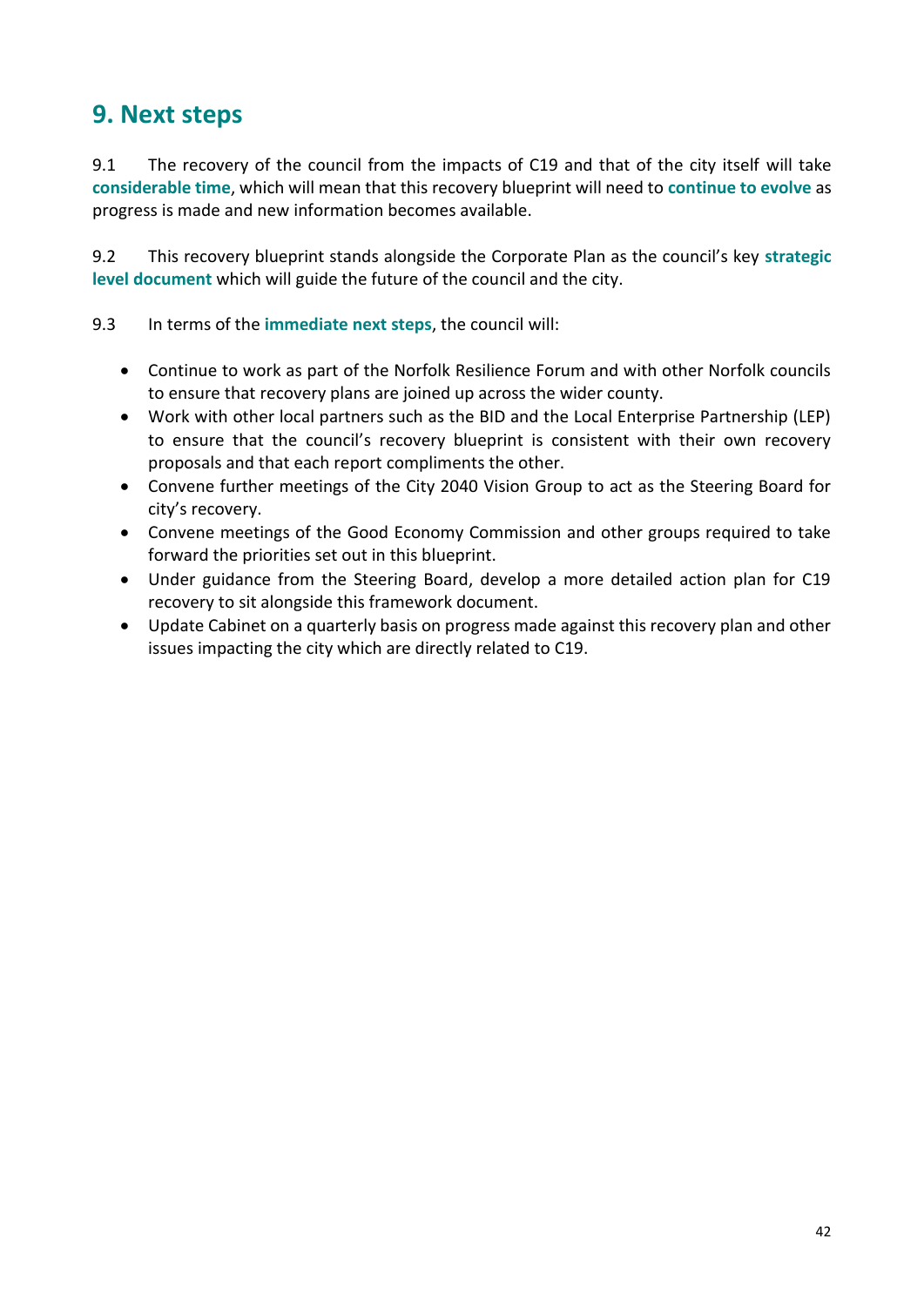## 9. Next steps

9.1 The recovery of the council from the impacts of C19 and that of the city itself will take **considerable time**, which will mean that this recovery blueprint will need to **continue to evolve** as progress is made and new information becomes available.

9.2 This recovery blueprint stands alongside the Corporate Plan as the council's key **strategic level document** which will guide the future of the council and the city.

9.3 In terms of the **immediate next steps**, the council will:

- Continue to work as part of the Norfolk Resilience Forum and with other Norfolk councils to ensure that recovery plans are joined up across the wider county.
- Work with other local partners such as the BID and the Local Enterprise Partnership (LEP) to ensure that the council's recovery blueprint is consistent with their own recovery proposals and that each report compliments the other.
- Convene further meetings of the City 2040 Vision Group to act as the Steering Board for city's recovery.
- Convene meetings of the Good Economy Commission and other groups required to take forward the priorities set out in this blueprint.
- Under guidance from the Steering Board, develop a more detailed action plan for C19 recovery to sit alongside this framework document.
- Update Cabinet on a quarterly basis on progress made against this recovery plan and other issues impacting the city which are directly related to C19.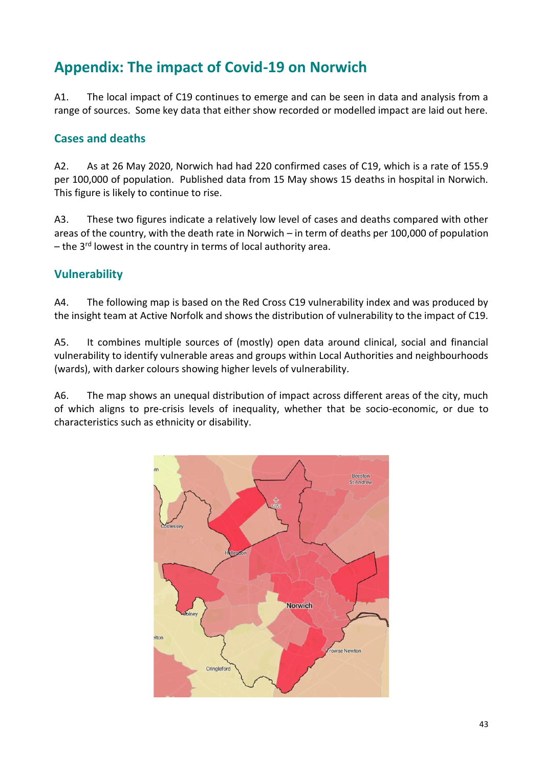# Appendix: The impact of Covid-19 on Norwich

A1. The local impact of C19 continues to emerge and can be seen in data and analysis from a range of sources. Some key data that either show recorded or modelled impact are laid out here.

## Cases and deaths

A2. As at 26 May 2020, Norwich had had 220 confirmed cases of C19, which is a rate of 155.9 per 100,000 of population. Published data from 15 May shows 15 deaths in hospital in Norwich. This figure is likely to continue to rise.

A3. These two figures indicate a relatively low level of cases and deaths compared with other areas of the country, with the death rate in Norwich – in term of deaths per 100,000 of population – the 3rd lowest in the country in terms of local authority area.

## Vulnerability

A4. The following map is based on the Red Cross C19 vulnerability index and was produced by the insight team at Active Norfolk and shows the distribution of vulnerability to the impact of C19.

A5. It combines multiple sources of (mostly) open data around clinical, social and financial vulnerability to identify vulnerable areas and groups within Local Authorities and neighbourhoods (wards), with darker colours showing higher levels of vulnerability.

A6. The map shows an unequal distribution of impact across different areas of the city, much of which aligns to pre-crisis levels of inequality, whether that be socio-economic, or due to characteristics such as ethnicity or disability.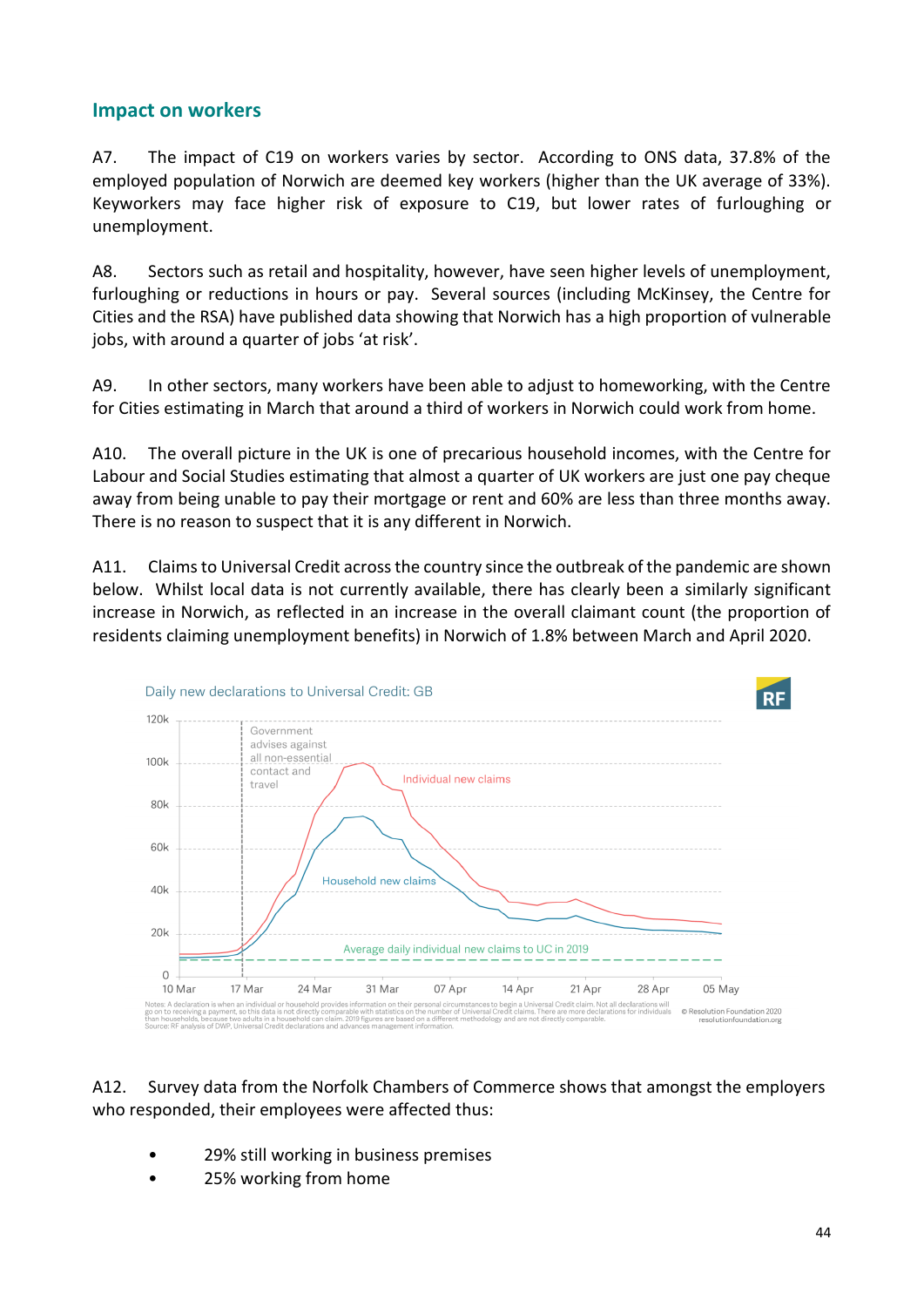## Impact on workers

A7. The impact of C19 on workers varies by sector. According to ONS data, 37.8% of the employed population of Norwich are deemed key workers (higher than the UK average of 33%). Keyworkers may face higher risk of exposure to C19, but lower rates of furloughing or unemployment.

A8. Sectors such as retail and hospitality, however, have seen higher levels of unemployment, furloughing or reductions in hours or pay. Several sources (including McKinsey, the Centre for Cities and the RSA) have published data showing that Norwich has a high proportion of vulnerable jobs, with around a quarter of jobs 'at risk'.

A9. In other sectors, many workers have been able to adjust to homeworking, with the Centre for Cities estimating in March that around a third of workers in Norwich could work from home.

A10. The overall picture in the UK is one of precarious household incomes, with the Centre for Labour and Social Studies estimating that almost a quarter of UK workers are just one pay cheque away from being unable to pay their mortgage or rent and 60% are less than three months away. There is no reason to suspect that it is any different in Norwich.

A11. Claims to Universal Credit across the country since the outbreak of the pandemic are shown below. Whilst local data is not currently available, there has clearly been a similarly significant increase in Norwich, as reflected in an increase in the overall claimant count (the proportion of residents claiming unemployment benefits) in Norwich of 1.8% between March and April 2020.

Daily new declarations to Universal Credit: GB

Notes: A declaration is when an individual or household provides information on their personal circumstances to begin a Universal Credit claim. Not all declarations will go on to receiving a payment, so this data is not directly comparable with statistics on the number of Universal Credit claims. There are more declarations for individuals than households, because two adults in a household can claim. 2019 figures are based on a different methodology and are not directly comparable.
Source: RF analysis of DWP, Universal Credit declarations and advances management information.

© Resolution Foundation 2020 resolutionfoundation.org

A12. Survey data from the Norfolk Chambers of Commerce shows that amongst the employers who responded, their employees were affected thus:

- 29% still working in business premises
- 25% working from home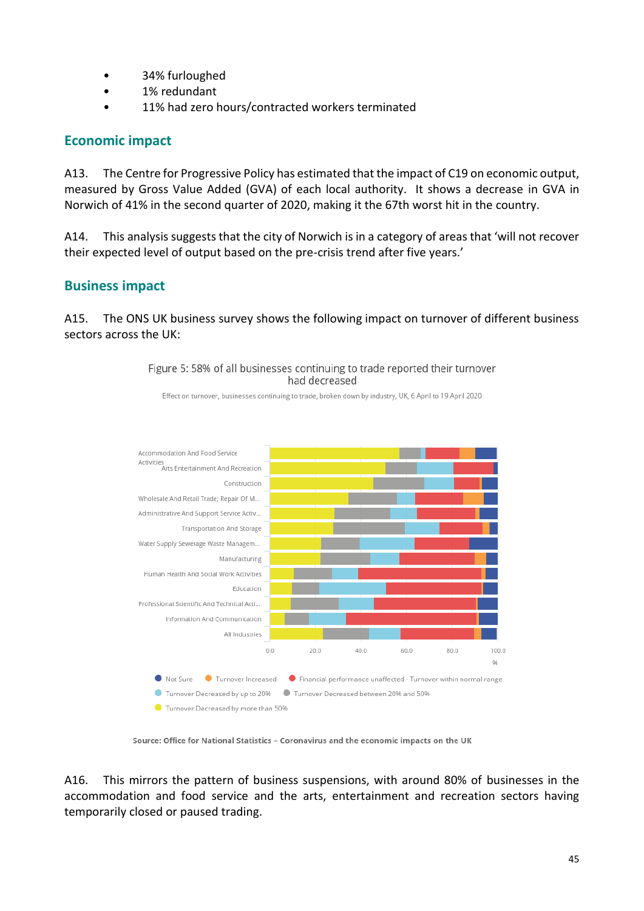- 34% furloughed
- 1% redundant
- 11% had zero hours/contracted workers terminated

## Economic impact

A13. The Centre for Progressive Policy has estimated that the impact of C19 on economic output, measured by Gross Value Added (GVA) of each local authority. It shows a decrease in GVA in Norwich of 41% in the second quarter of 2020, making it the 67th worst hit in the country.

A14. This analysis suggests that the city of Norwich is in a category of areas that 'will not recover their expected level of output based on the pre-crisis trend after five years.'

## Business impact

A15. The ONS UK business survey shows the following impact on turnover of different business sectors across the UK:

Figure 5: 58% of all businesses continuing to trade reported their turnover had decreased

Effect on turnover, businesses continuing to trade, broken down by industry, UK, 6 April to 19 April 2020

Accommodation And Food Service Activities
Arts Entertainment And Recreation
Construction
Wholesale And Retail Trade; Repair Of M...
Administrative And Support Service Activ...
Transportation And Storage
Water Supply Sewerage Waste Managem...
Manufacturing
Human Health And Social Work Activities
Education
Professional Scientific And Technical Acti...
Information And Communication
All Industries

0.0 20.0 40.0 60.0 80.0 100.0 %

Not Sure | Turnover Increased | Financial performance unaffected - Turnover within normal range | Turnover Decreased by up to 20% | Turnover Decreased between 20% and 50% | Turnover Decreased by more than 50%

**Source: Office for National Statistics – Coronavirus and the economic impacts on the UK**

A16. This mirrors the pattern of business suspensions, with around 80% of businesses in the accommodation and food service and the arts, entertainment and recreation sectors having temporarily closed or paused trading.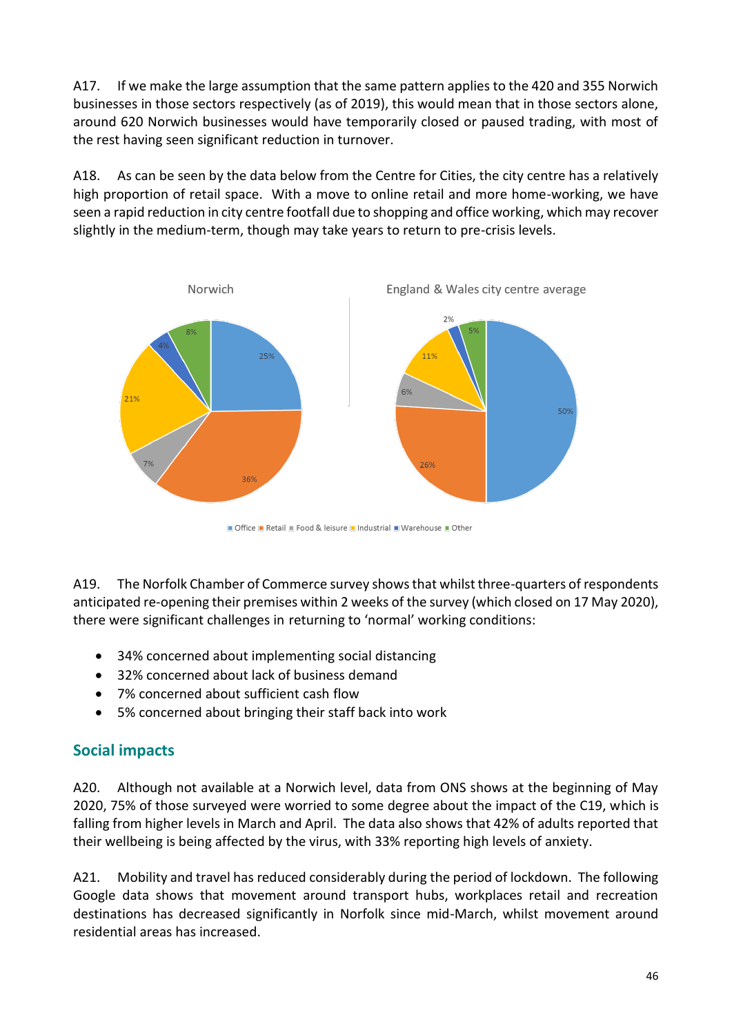A17. If we make the large assumption that the same pattern applies to the 420 and 355 Norwich businesses in those sectors respectively (as of 2019), this would mean that in those sectors alone, around 620 Norwich businesses would have temporarily closed or paused trading, with most of the rest having seen significant reduction in turnover.

A18. As can be seen by the data below from the Centre for Cities, the city centre has a relatively high proportion of retail space. With a move to online retail and more home-working, we have seen a rapid reduction in city centre footfall due to shopping and office working, which may recover slightly in the medium-term, though may take years to return to pre-crisis levels.

| | Norwich | England & Wales city centre average |
|---|---|---|
| Office | 25% | 50% |
| Retail | 36% | 26% |
| Food & leisure | 7% | 6% |
| Industrial | 21% | 11% |
| Warehouse | 4% | 2% |
| Other | 8% | 5% |

A19. The Norfolk Chamber of Commerce survey shows that whilst three-quarters of respondents anticipated re-opening their premises within 2 weeks of the survey (which closed on 17 May 2020), there were significant challenges in returning to 'normal' working conditions:

- 34% concerned about implementing social distancing
- 32% concerned about lack of business demand
- 7% concerned about sufficient cash flow
- 5% concerned about bringing their staff back into work

## Social impacts

A20. Although not available at a Norwich level, data from ONS shows at the beginning of May 2020, 75% of those surveyed were worried to some degree about the impact of the C19, which is falling from higher levels in March and April. The data also shows that 42% of adults reported that their wellbeing is being affected by the virus, with 33% reporting high levels of anxiety.

A21. Mobility and travel has reduced considerably during the period of lockdown. The following Google data shows that movement around transport hubs, workplaces retail and recreation destinations has decreased significantly in Norfolk since mid-March, whilst movement around residential areas has increased.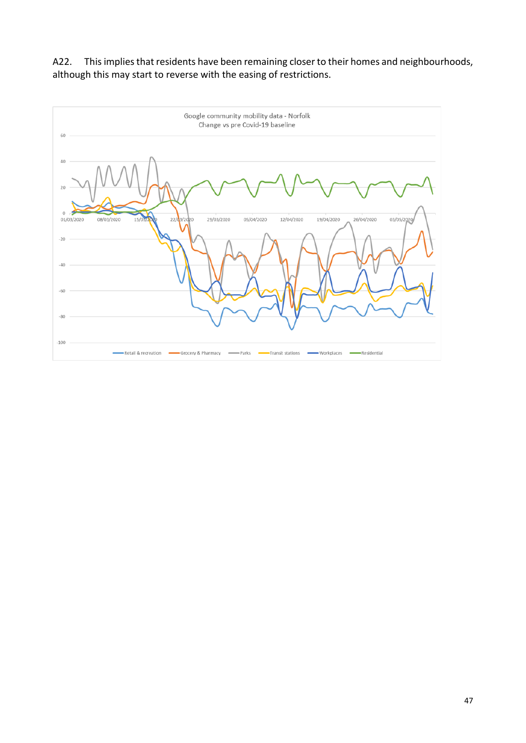A22. This implies that residents have been remaining closer to their homes and neighbourhoods, although this may start to reverse with the easing of restrictions.

Google community mobility data - Norfolk
Change vs pre Covid-19 baseline

60
40
20
0
-20
-40
-60
-80
-100

01/03/2020
08/03/2020
15/03/2020
22/03/2020
29/03/2020
05/04/2020
12/04/2020
19/04/2020
26/04/2020
03/05/2020

Retail & recreation
Grocery & Pharmacy
Parks
Transit stations
Workplaces
Residential